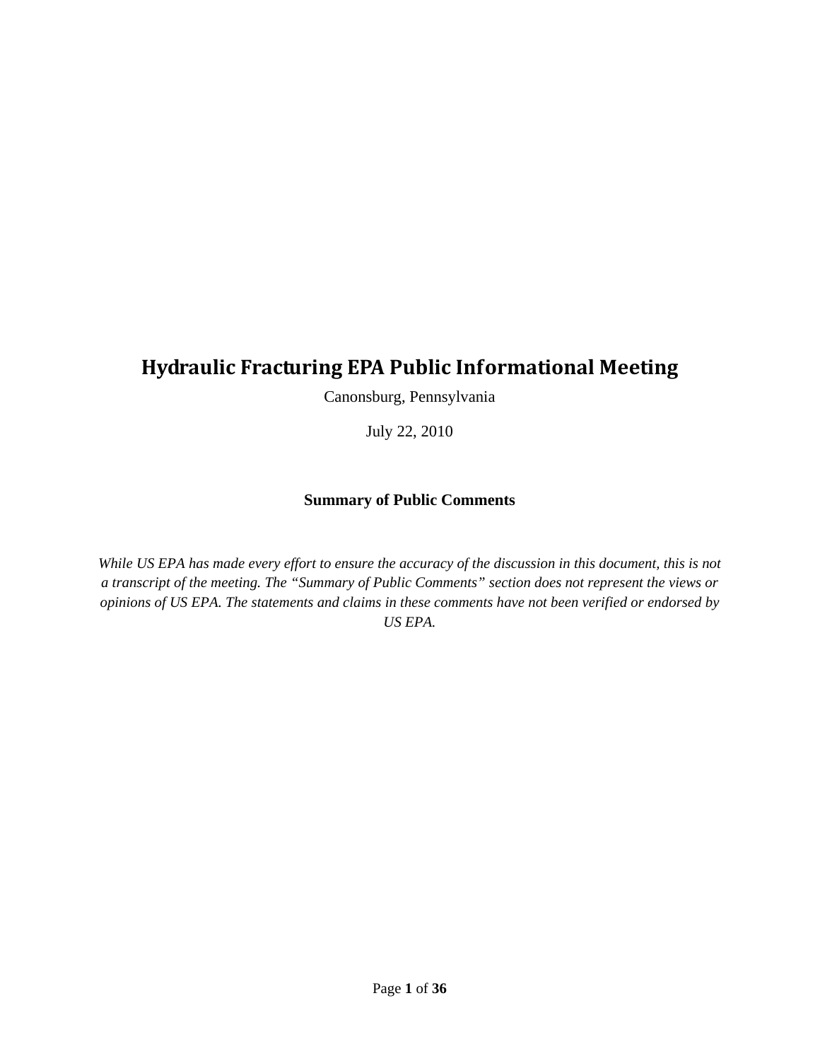# Hydraulic Fracturing EPA Public Informational Meeting

Canonsburg, Pennsylvania

July 22, 2010

**Summary of Public Comments**

*While US EPA has made every effort to ensure the accuracy of the discussion in this document, this is not a transcript of the meeting. The "Summary of Public Comments" section does not represent the views or opinions of US EPA. The statements and claims in these comments have not been verified or endorsed by US EPA.*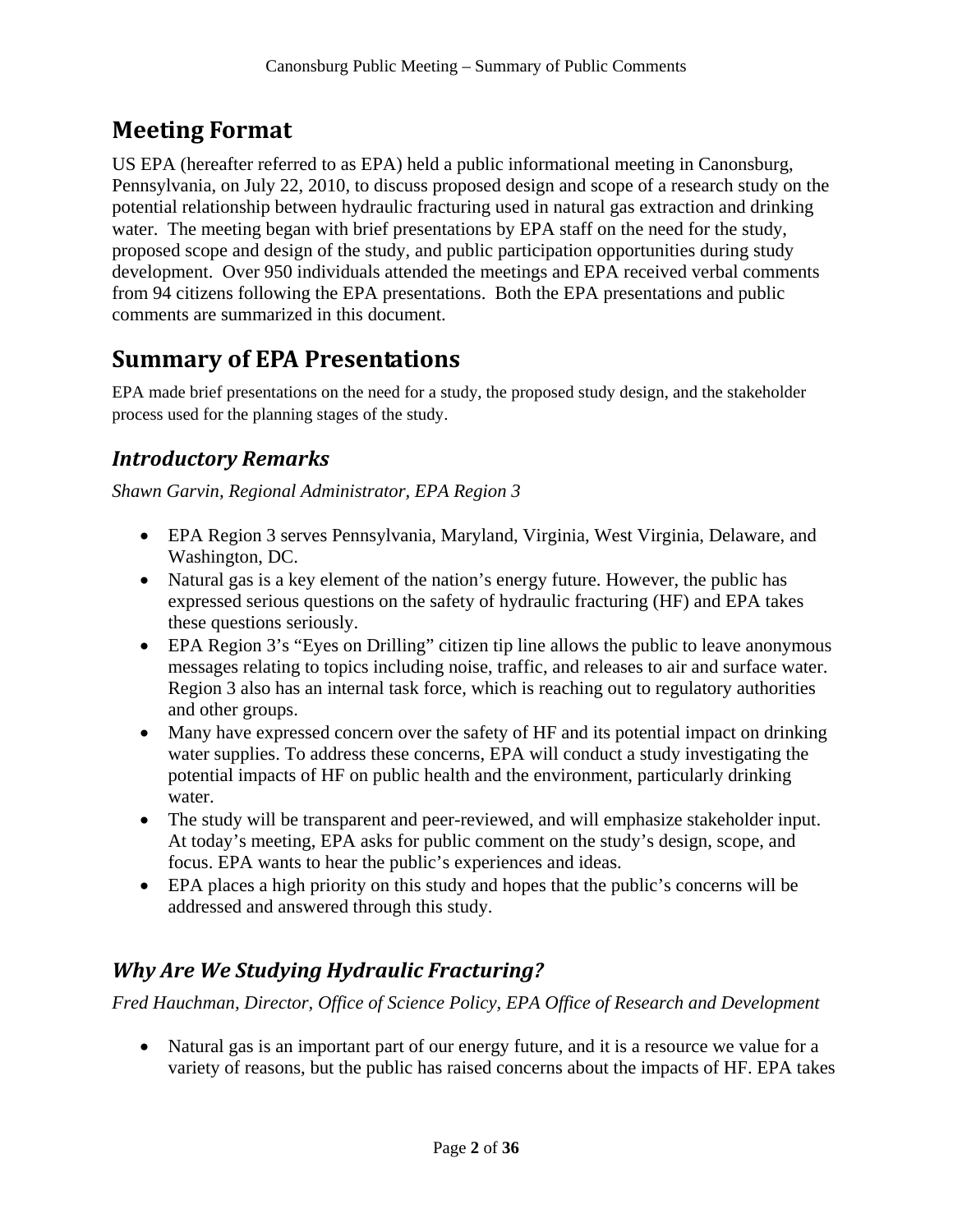# Meeting Format

US EPA (hereafter referred to as EPA) held a public informational meeting in Canonsburg, Pennsylvania, on July 22, 2010, to discuss proposed design and scope of a research study on the potential relationship between hydraulic fracturing used in natural gas extraction and drinking water. The meeting began with brief presentations by EPA staff on the need for the study, proposed scope and design of the study, and public participation opportunities during study development. Over 950 individuals attended the meetings and EPA received verbal comments from 94 citizens following the EPA presentations. Both the EPA presentations and public comments are summarized in this document.

# Summary of EPA Presentations

EPA made brief presentations on the need for a study, the proposed study design, and the stakeholder process used for the planning stages of the study.

## *Introductory Remarks*

*Shawn Garvin, Regional Administrator, EPA Region 3*

- EPA Region 3 serves Pennsylvania, Maryland, Virginia, West Virginia, Delaware, and Washington, DC.
- Natural gas is a key element of the nation's energy future. However, the public has expressed serious questions on the safety of hydraulic fracturing (HF) and EPA takes these questions seriously.
- EPA Region 3's "Eyes on Drilling" citizen tip line allows the public to leave anonymous messages relating to topics including noise, traffic, and releases to air and surface water. Region 3 also has an internal task force, which is reaching out to regulatory authorities and other groups.
- Many have expressed concern over the safety of HF and its potential impact on drinking water supplies. To address these concerns, EPA will conduct a study investigating the potential impacts of HF on public health and the environment, particularly drinking water.
- The study will be transparent and peer-reviewed, and will emphasize stakeholder input. At today's meeting, EPA asks for public comment on the study's design, scope, and focus. EPA wants to hear the public's experiences and ideas.
- EPA places a high priority on this study and hopes that the public's concerns will be addressed and answered through this study.

## *Why Are We Studying Hydraulic Fracturing?*

*Fred Hauchman, Director, Office of Science Policy, EPA Office of Research and Development*

- Natural gas is an important part of our energy future, and it is a resource we value for a variety of reasons, but the public has raised concerns about the impacts of HF. EPA takes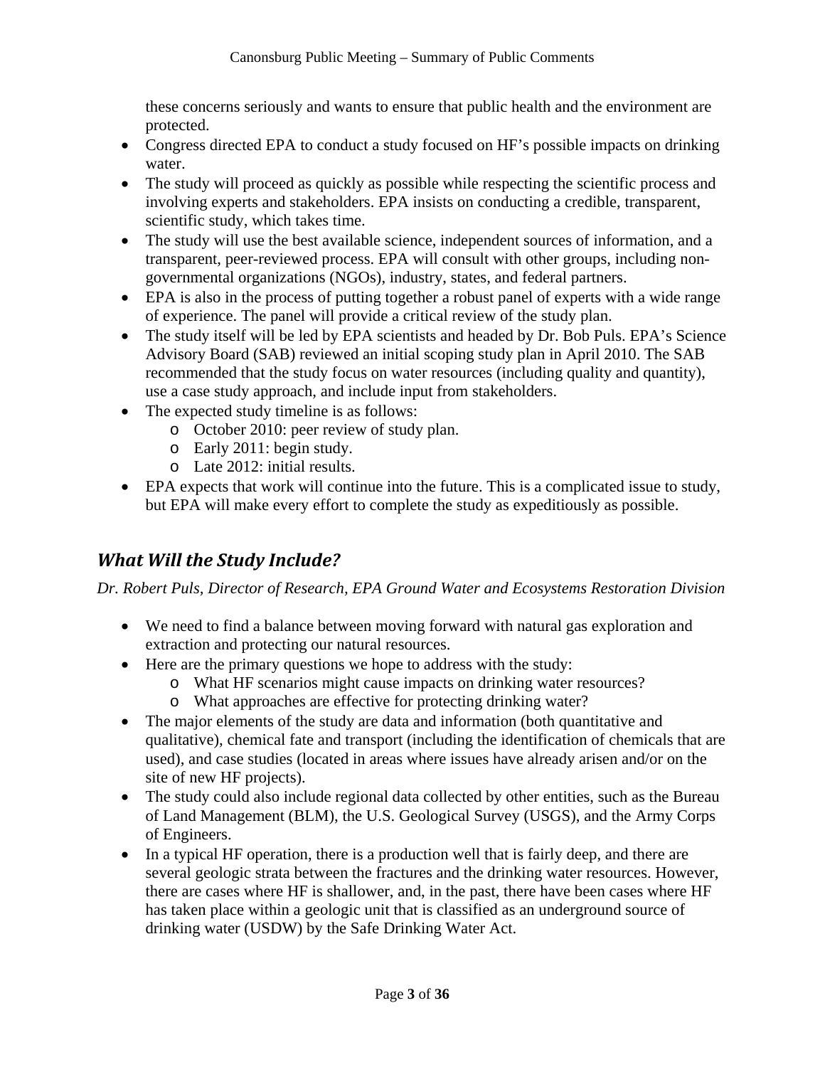these concerns seriously and wants to ensure that public health and the environment are protected.

- Congress directed EPA to conduct a study focused on HF's possible impacts on drinking water.
- The study will proceed as quickly as possible while respecting the scientific process and involving experts and stakeholders. EPA insists on conducting a credible, transparent, scientific study, which takes time.
- The study will use the best available science, independent sources of information, and a transparent, peer-reviewed process. EPA will consult with other groups, including non-governmental organizations (NGOs), industry, states, and federal partners.
- EPA is also in the process of putting together a robust panel of experts with a wide range of experience. The panel will provide a critical review of the study plan.
- The study itself will be led by EPA scientists and headed by Dr. Bob Puls. EPA's Science Advisory Board (SAB) reviewed an initial scoping study plan in April 2010. The SAB recommended that the study focus on water resources (including quality and quantity), use a case study approach, and include input from stakeholders.
- The expected study timeline is as follows:
  - October 2010: peer review of study plan.
  - Early 2011: begin study.
  - Late 2012: initial results.
- EPA expects that work will continue into the future. This is a complicated issue to study, but EPA will make every effort to complete the study as expeditiously as possible.

## *What Will the Study Include?*

*Dr. Robert Puls, Director of Research, EPA Ground Water and Ecosystems Restoration Division*

- We need to find a balance between moving forward with natural gas exploration and extraction and protecting our natural resources.
- Here are the primary questions we hope to address with the study:
  - What HF scenarios might cause impacts on drinking water resources?
  - What approaches are effective for protecting drinking water?
- The major elements of the study are data and information (both quantitative and qualitative), chemical fate and transport (including the identification of chemicals that are used), and case studies (located in areas where issues have already arisen and/or on the site of new HF projects).
- The study could also include regional data collected by other entities, such as the Bureau of Land Management (BLM), the U.S. Geological Survey (USGS), and the Army Corps of Engineers.
- In a typical HF operation, there is a production well that is fairly deep, and there are several geologic strata between the fractures and the drinking water resources. However, there are cases where HF is shallower, and, in the past, there have been cases where HF has taken place within a geologic unit that is classified as an underground source of drinking water (USDW) by the Safe Drinking Water Act.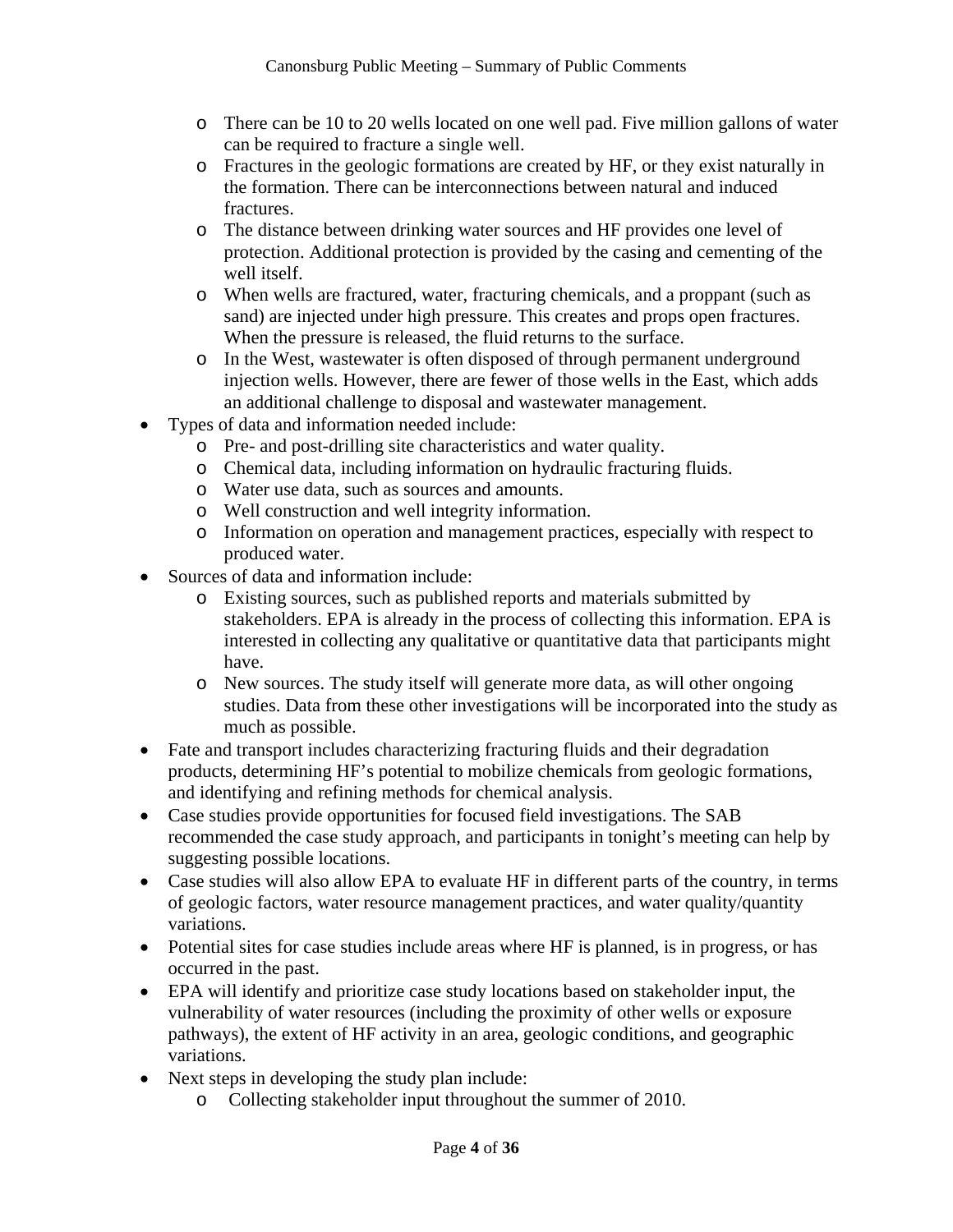- There can be 10 to 20 wells located on one well pad. Five million gallons of water can be required to fracture a single well.
    - Fractures in the geologic formations are created by HF, or they exist naturally in the formation. There can be interconnections between natural and induced fractures.
    - The distance between drinking water sources and HF provides one level of protection. Additional protection is provided by the casing and cementing of the well itself.
    - When wells are fractured, water, fracturing chemicals, and a proppant (such as sand) are injected under high pressure. This creates and props open fractures. When the pressure is released, the fluid returns to the surface.
    - In the West, wastewater is often disposed of through permanent underground injection wells. However, there are fewer of those wells in the East, which adds an additional challenge to disposal and wastewater management.
- Types of data and information needed include:
    - Pre- and post-drilling site characteristics and water quality.
    - Chemical data, including information on hydraulic fracturing fluids.
    - Water use data, such as sources and amounts.
    - Well construction and well integrity information.
    - Information on operation and management practices, especially with respect to produced water.
- Sources of data and information include:
    - Existing sources, such as published reports and materials submitted by stakeholders. EPA is already in the process of collecting this information. EPA is interested in collecting any qualitative or quantitative data that participants might have.
    - New sources. The study itself will generate more data, as will other ongoing studies. Data from these other investigations will be incorporated into the study as much as possible.
- Fate and transport includes characterizing fracturing fluids and their degradation products, determining HF's potential to mobilize chemicals from geologic formations, and identifying and refining methods for chemical analysis.
- Case studies provide opportunities for focused field investigations. The SAB recommended the case study approach, and participants in tonight's meeting can help by suggesting possible locations.
- Case studies will also allow EPA to evaluate HF in different parts of the country, in terms of geologic factors, water resource management practices, and water quality/quantity variations.
- Potential sites for case studies include areas where HF is planned, is in progress, or has occurred in the past.
- EPA will identify and prioritize case study locations based on stakeholder input, the vulnerability of water resources (including the proximity of other wells or exposure pathways), the extent of HF activity in an area, geologic conditions, and geographic variations.
- Next steps in developing the study plan include:
    - Collecting stakeholder input throughout the summer of 2010.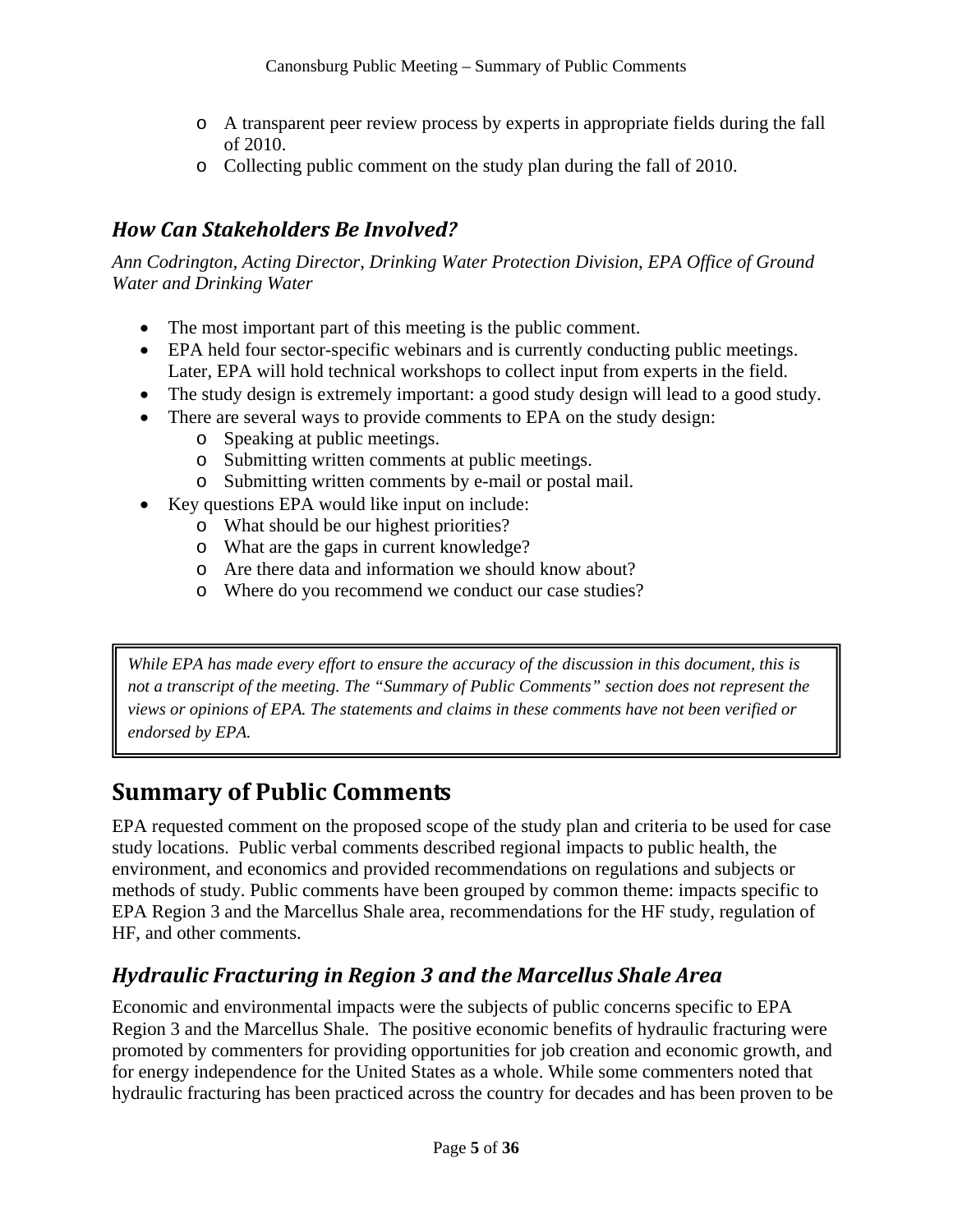- A transparent peer review process by experts in appropriate fields during the fall of 2010.
   - Collecting public comment on the study plan during the fall of 2010.

### *How Can Stakeholders Be Involved?*

*Ann Codrington, Acting Director, Drinking Water Protection Division, EPA Office of Ground Water and Drinking Water*

- The most important part of this meeting is the public comment.
- EPA held four sector-specific webinars and is currently conducting public meetings. Later, EPA will hold technical workshops to collect input from experts in the field.
- The study design is extremely important: a good study design will lead to a good study.
- There are several ways to provide comments to EPA on the study design:
   - Speaking at public meetings.
   - Submitting written comments at public meetings.
   - Submitting written comments by e-mail or postal mail.
- Key questions EPA would like input on include:
   - What should be our highest priorities?
   - What are the gaps in current knowledge?
   - Are there data and information we should know about?
   - Where do you recommend we conduct our case studies?

> *While EPA has made every effort to ensure the accuracy of the discussion in this document, this is not a transcript of the meeting. The "Summary of Public Comments" section does not represent the views or opinions of EPA. The statements and claims in these comments have not been verified or endorsed by EPA.*

## Summary of Public Comments

EPA requested comment on the proposed scope of the study plan and criteria to be used for case study locations. Public verbal comments described regional impacts to public health, the environment, and economics and provided recommendations on regulations and subjects or methods of study. Public comments have been grouped by common theme: impacts specific to EPA Region 3 and the Marcellus Shale area, recommendations for the HF study, regulation of HF, and other comments.

### *Hydraulic Fracturing in Region 3 and the Marcellus Shale Area*

Economic and environmental impacts were the subjects of public concerns specific to EPA Region 3 and the Marcellus Shale. The positive economic benefits of hydraulic fracturing were promoted by commenters for providing opportunities for job creation and economic growth, and for energy independence for the United States as a whole. While some commenters noted that hydraulic fracturing has been practiced across the country for decades and has been proven to be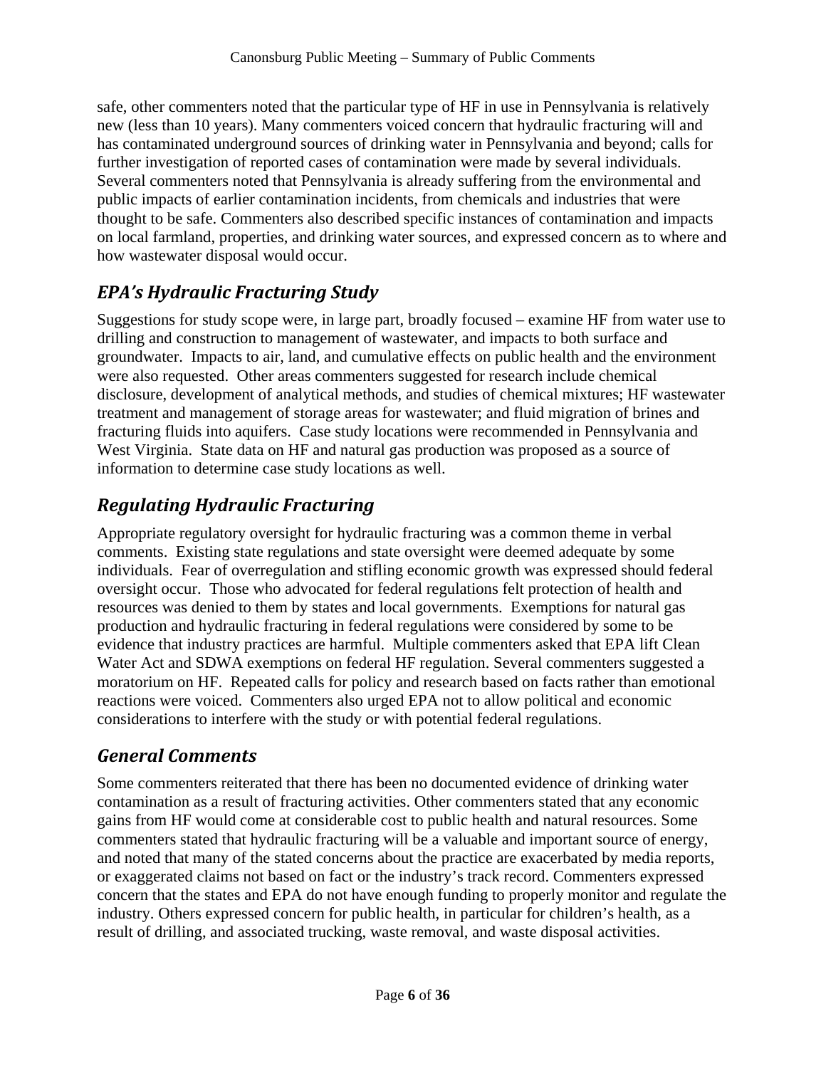safe, other commenters noted that the particular type of HF in use in Pennsylvania is relatively new (less than 10 years). Many commenters voiced concern that hydraulic fracturing will and has contaminated underground sources of drinking water in Pennsylvania and beyond; calls for further investigation of reported cases of contamination were made by several individuals. Several commenters noted that Pennsylvania is already suffering from the environmental and public impacts of earlier contamination incidents, from chemicals and industries that were thought to be safe. Commenters also described specific instances of contamination and impacts on local farmland, properties, and drinking water sources, and expressed concern as to where and how wastewater disposal would occur.

## *EPA's Hydraulic Fracturing Study*

Suggestions for study scope were, in large part, broadly focused – examine HF from water use to drilling and construction to management of wastewater, and impacts to both surface and groundwater. Impacts to air, land, and cumulative effects on public health and the environment were also requested. Other areas commenters suggested for research include chemical disclosure, development of analytical methods, and studies of chemical mixtures; HF wastewater treatment and management of storage areas for wastewater; and fluid migration of brines and fracturing fluids into aquifers. Case study locations were recommended in Pennsylvania and West Virginia. State data on HF and natural gas production was proposed as a source of information to determine case study locations as well.

## *Regulating Hydraulic Fracturing*

Appropriate regulatory oversight for hydraulic fracturing was a common theme in verbal comments. Existing state regulations and state oversight were deemed adequate by some individuals. Fear of overregulation and stifling economic growth was expressed should federal oversight occur. Those who advocated for federal regulations felt protection of health and resources was denied to them by states and local governments. Exemptions for natural gas production and hydraulic fracturing in federal regulations were considered by some to be evidence that industry practices are harmful. Multiple commenters asked that EPA lift Clean Water Act and SDWA exemptions on federal HF regulation. Several commenters suggested a moratorium on HF. Repeated calls for policy and research based on facts rather than emotional reactions were voiced. Commenters also urged EPA not to allow political and economic considerations to interfere with the study or with potential federal regulations.

## *General Comments*

Some commenters reiterated that there has been no documented evidence of drinking water contamination as a result of fracturing activities. Other commenters stated that any economic gains from HF would come at considerable cost to public health and natural resources. Some commenters stated that hydraulic fracturing will be a valuable and important source of energy, and noted that many of the stated concerns about the practice are exacerbated by media reports, or exaggerated claims not based on fact or the industry's track record. Commenters expressed concern that the states and EPA do not have enough funding to properly monitor and regulate the industry. Others expressed concern for public health, in particular for children's health, as a result of drilling, and associated trucking, waste removal, and waste disposal activities.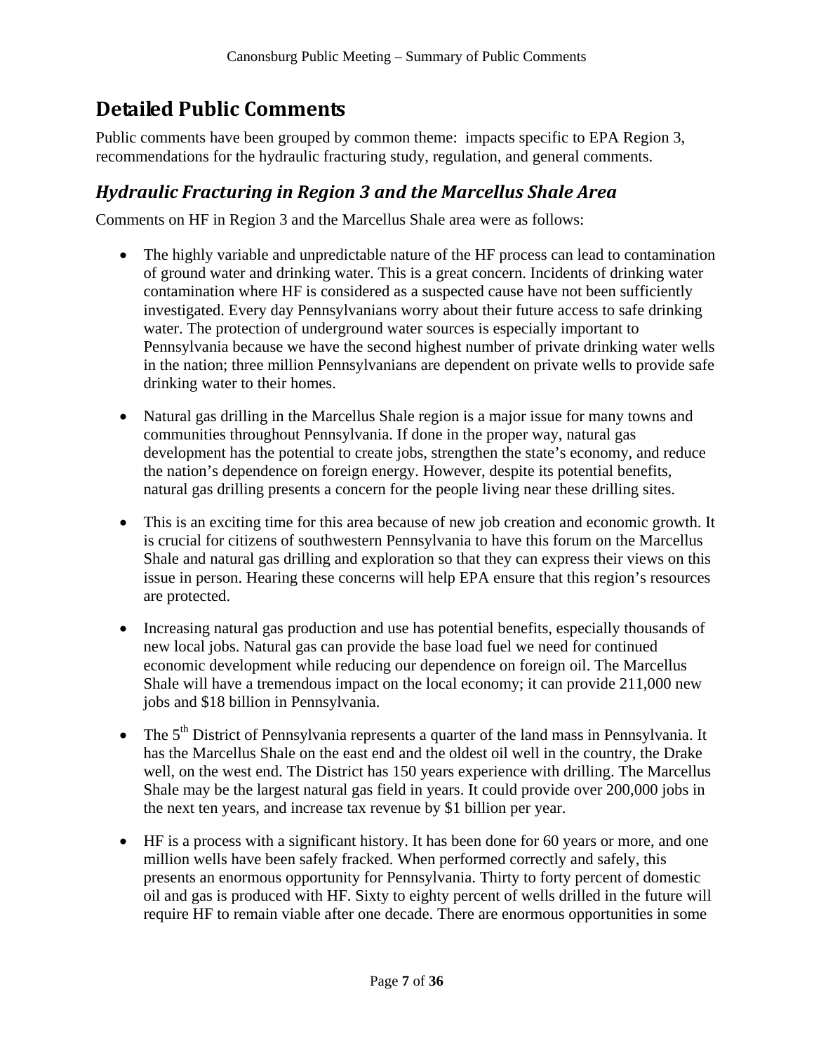# Detailed Public Comments

Public comments have been grouped by common theme: impacts specific to EPA Region 3, recommendations for the hydraulic fracturing study, regulation, and general comments.

## *Hydraulic Fracturing in Region 3 and the Marcellus Shale Area*

Comments on HF in Region 3 and the Marcellus Shale area were as follows:

- The highly variable and unpredictable nature of the HF process can lead to contamination of ground water and drinking water. This is a great concern. Incidents of drinking water contamination where HF is considered as a suspected cause have not been sufficiently investigated. Every day Pennsylvanians worry about their future access to safe drinking water. The protection of underground water sources is especially important to Pennsylvania because we have the second highest number of private drinking water wells in the nation; three million Pennsylvanians are dependent on private wells to provide safe drinking water to their homes.
- Natural gas drilling in the Marcellus Shale region is a major issue for many towns and communities throughout Pennsylvania. If done in the proper way, natural gas development has the potential to create jobs, strengthen the state's economy, and reduce the nation's dependence on foreign energy. However, despite its potential benefits, natural gas drilling presents a concern for the people living near these drilling sites.
- This is an exciting time for this area because of new job creation and economic growth. It is crucial for citizens of southwestern Pennsylvania to have this forum on the Marcellus Shale and natural gas drilling and exploration so that they can express their views on this issue in person. Hearing these concerns will help EPA ensure that this region's resources are protected.
- Increasing natural gas production and use has potential benefits, especially thousands of new local jobs. Natural gas can provide the base load fuel we need for continued economic development while reducing our dependence on foreign oil. The Marcellus Shale will have a tremendous impact on the local economy; it can provide 211,000 new jobs and $18 billion in Pennsylvania.
- The 5th District of Pennsylvania represents a quarter of the land mass in Pennsylvania. It has the Marcellus Shale on the east end and the oldest oil well in the country, the Drake well, on the west end. The District has 150 years experience with drilling. The Marcellus Shale may be the largest natural gas field in years. It could provide over 200,000 jobs in the next ten years, and increase tax revenue by $1 billion per year.
- HF is a process with a significant history. It has been done for 60 years or more, and one million wells have been safely fracked. When performed correctly and safely, this presents an enormous opportunity for Pennsylvania. Thirty to forty percent of domestic oil and gas is produced with HF. Sixty to eighty percent of wells drilled in the future will require HF to remain viable after one decade. There are enormous opportunities in some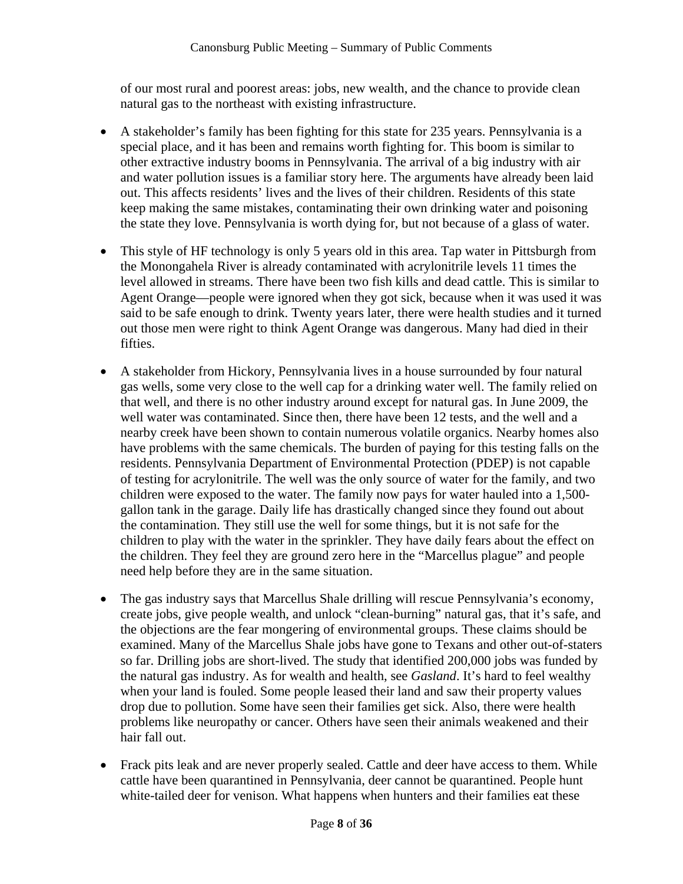of our most rural and poorest areas: jobs, new wealth, and the chance to provide clean natural gas to the northeast with existing infrastructure.

- A stakeholder's family has been fighting for this state for 235 years. Pennsylvania is a special place, and it has been and remains worth fighting for. This boom is similar to other extractive industry booms in Pennsylvania. The arrival of a big industry with air and water pollution issues is a familiar story here. The arguments have already been laid out. This affects residents' lives and the lives of their children. Residents of this state keep making the same mistakes, contaminating their own drinking water and poisoning the state they love. Pennsylvania is worth dying for, but not because of a glass of water.

- This style of HF technology is only 5 years old in this area. Tap water in Pittsburgh from the Monongahela River is already contaminated with acrylonitrile levels 11 times the level allowed in streams. There have been two fish kills and dead cattle. This is similar to Agent Orange—people were ignored when they got sick, because when it was used it was said to be safe enough to drink. Twenty years later, there were health studies and it turned out those men were right to think Agent Orange was dangerous. Many had died in their fifties.

- A stakeholder from Hickory, Pennsylvania lives in a house surrounded by four natural gas wells, some very close to the well cap for a drinking water well. The family relied on that well, and there is no other industry around except for natural gas. In June 2009, the well water was contaminated. Since then, there have been 12 tests, and the well and a nearby creek have been shown to contain numerous volatile organics. Nearby homes also have problems with the same chemicals. The burden of paying for this testing falls on the residents. Pennsylvania Department of Environmental Protection (PDEP) is not capable of testing for acrylonitrile. The well was the only source of water for the family, and two children were exposed to the water. The family now pays for water hauled into a 1,500-gallon tank in the garage. Daily life has drastically changed since they found out about the contamination. They still use the well for some things, but it is not safe for the children to play with the water in the sprinkler. They have daily fears about the effect on the children. They feel they are ground zero here in the "Marcellus plague" and people need help before they are in the same situation.

- The gas industry says that Marcellus Shale drilling will rescue Pennsylvania's economy, create jobs, give people wealth, and unlock "clean-burning" natural gas, that it's safe, and the objections are the fear mongering of environmental groups. These claims should be examined. Many of the Marcellus Shale jobs have gone to Texans and other out-of-staters so far. Drilling jobs are short-lived. The study that identified 200,000 jobs was funded by the natural gas industry. As for wealth and health, see *Gasland*. It's hard to feel wealthy when your land is fouled. Some people leased their land and saw their property values drop due to pollution. Some have seen their families get sick. Also, there were health problems like neuropathy or cancer. Others have seen their animals weakened and their hair fall out.

- Frack pits leak and are never properly sealed. Cattle and deer have access to them. While cattle have been quarantined in Pennsylvania, deer cannot be quarantined. People hunt white-tailed deer for venison. What happens when hunters and their families eat these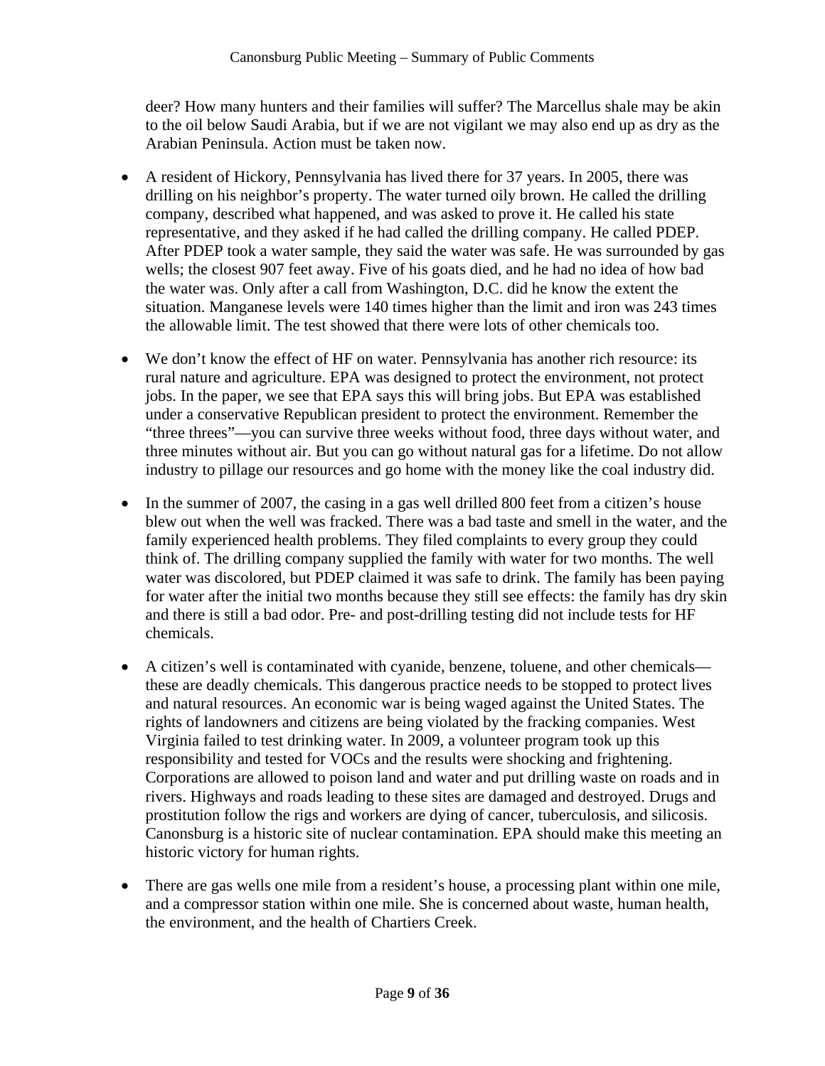deer? How many hunters and their families will suffer? The Marcellus shale may be akin to the oil below Saudi Arabia, but if we are not vigilant we may also end up as dry as the Arabian Peninsula. Action must be taken now.

- A resident of Hickory, Pennsylvania has lived there for 37 years. In 2005, there was drilling on his neighbor's property. The water turned oily brown. He called the drilling company, described what happened, and was asked to prove it. He called his state representative, and they asked if he had called the drilling company. He called PDEP. After PDEP took a water sample, they said the water was safe. He was surrounded by gas wells; the closest 907 feet away. Five of his goats died, and he had no idea of how bad the water was. Only after a call from Washington, D.C. did he know the extent the situation. Manganese levels were 140 times higher than the limit and iron was 243 times the allowable limit. The test showed that there were lots of other chemicals too.

- We don't know the effect of HF on water. Pennsylvania has another rich resource: its rural nature and agriculture. EPA was designed to protect the environment, not protect jobs. In the paper, we see that EPA says this will bring jobs. But EPA was established under a conservative Republican president to protect the environment. Remember the "three threes"—you can survive three weeks without food, three days without water, and three minutes without air. But you can go without natural gas for a lifetime. Do not allow industry to pillage our resources and go home with the money like the coal industry did.

- In the summer of 2007, the casing in a gas well drilled 800 feet from a citizen's house blew out when the well was fracked. There was a bad taste and smell in the water, and the family experienced health problems. They filed complaints to every group they could think of. The drilling company supplied the family with water for two months. The well water was discolored, but PDEP claimed it was safe to drink. The family has been paying for water after the initial two months because they still see effects: the family has dry skin and there is still a bad odor. Pre- and post-drilling testing did not include tests for HF chemicals.

- A citizen's well is contaminated with cyanide, benzene, toluene, and other chemicals—these are deadly chemicals. This dangerous practice needs to be stopped to protect lives and natural resources. An economic war is being waged against the United States. The rights of landowners and citizens are being violated by the fracking companies. West Virginia failed to test drinking water. In 2009, a volunteer program took up this responsibility and tested for VOCs and the results were shocking and frightening. Corporations are allowed to poison land and water and put drilling waste on roads and in rivers. Highways and roads leading to these sites are damaged and destroyed. Drugs and prostitution follow the rigs and workers are dying of cancer, tuberculosis, and silicosis. Canonsburg is a historic site of nuclear contamination. EPA should make this meeting an historic victory for human rights.

- There are gas wells one mile from a resident's house, a processing plant within one mile, and a compressor station within one mile. She is concerned about waste, human health, the environment, and the health of Chartiers Creek.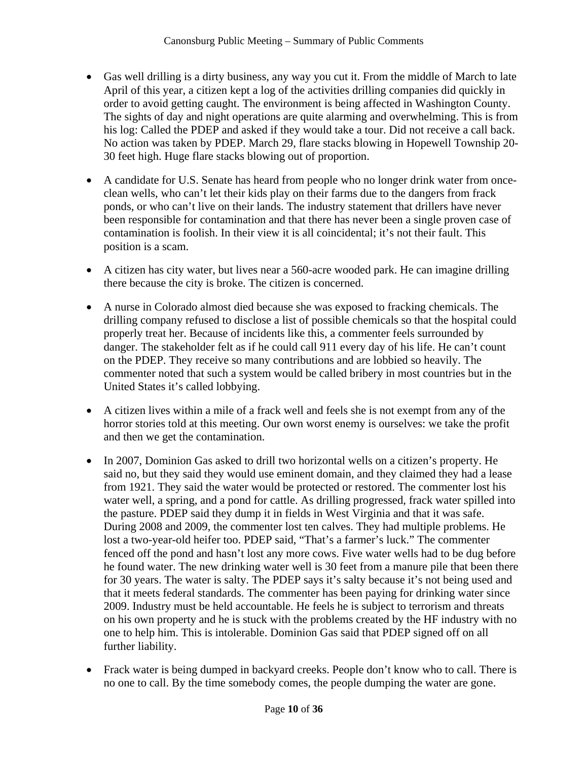- Gas well drilling is a dirty business, any way you cut it. From the middle of March to late April of this year, a citizen kept a log of the activities drilling companies did quickly in order to avoid getting caught. The environment is being affected in Washington County. The sights of day and night operations are quite alarming and overwhelming. This is from his log: Called the PDEP and asked if they would take a tour. Did not receive a call back. No action was taken by PDEP. March 29, flare stacks blowing in Hopewell Township 20-30 feet high. Huge flare stacks blowing out of proportion.

- A candidate for U.S. Senate has heard from people who no longer drink water from once-clean wells, who can't let their kids play on their farms due to the dangers from frack ponds, or who can't live on their lands. The industry statement that drillers have never been responsible for contamination and that there has never been a single proven case of contamination is foolish. In their view it is all coincidental; it's not their fault. This position is a scam.

- A citizen has city water, but lives near a 560-acre wooded park. He can imagine drilling there because the city is broke. The citizen is concerned.

- A nurse in Colorado almost died because she was exposed to fracking chemicals. The drilling company refused to disclose a list of possible chemicals so that the hospital could properly treat her. Because of incidents like this, a commenter feels surrounded by danger. The stakeholder felt as if he could call 911 every day of his life. He can't count on the PDEP. They receive so many contributions and are lobbied so heavily. The commenter noted that such a system would be called bribery in most countries but in the United States it's called lobbying.

- A citizen lives within a mile of a frack well and feels she is not exempt from any of the horror stories told at this meeting. Our own worst enemy is ourselves: we take the profit and then we get the contamination.

- In 2007, Dominion Gas asked to drill two horizontal wells on a citizen's property. He said no, but they said they would use eminent domain, and they claimed they had a lease from 1921. They said the water would be protected or restored. The commenter lost his water well, a spring, and a pond for cattle. As drilling progressed, frack water spilled into the pasture. PDEP said they dump it in fields in West Virginia and that it was safe. During 2008 and 2009, the commenter lost ten calves. They had multiple problems. He lost a two-year-old heifer too. PDEP said, "That's a farmer's luck." The commenter fenced off the pond and hasn't lost any more cows. Five water wells had to be dug before he found water. The new drinking water well is 30 feet from a manure pile that been there for 30 years. The water is salty. The PDEP says it's salty because it's not being used and that it meets federal standards. The commenter has been paying for drinking water since 2009. Industry must be held accountable. He feels he is subject to terrorism and threats on his own property and he is stuck with the problems created by the HF industry with no one to help him. This is intolerable. Dominion Gas said that PDEP signed off on all further liability.

- Frack water is being dumped in backyard creeks. People don't know who to call. There is no one to call. By the time somebody comes, the people dumping the water are gone.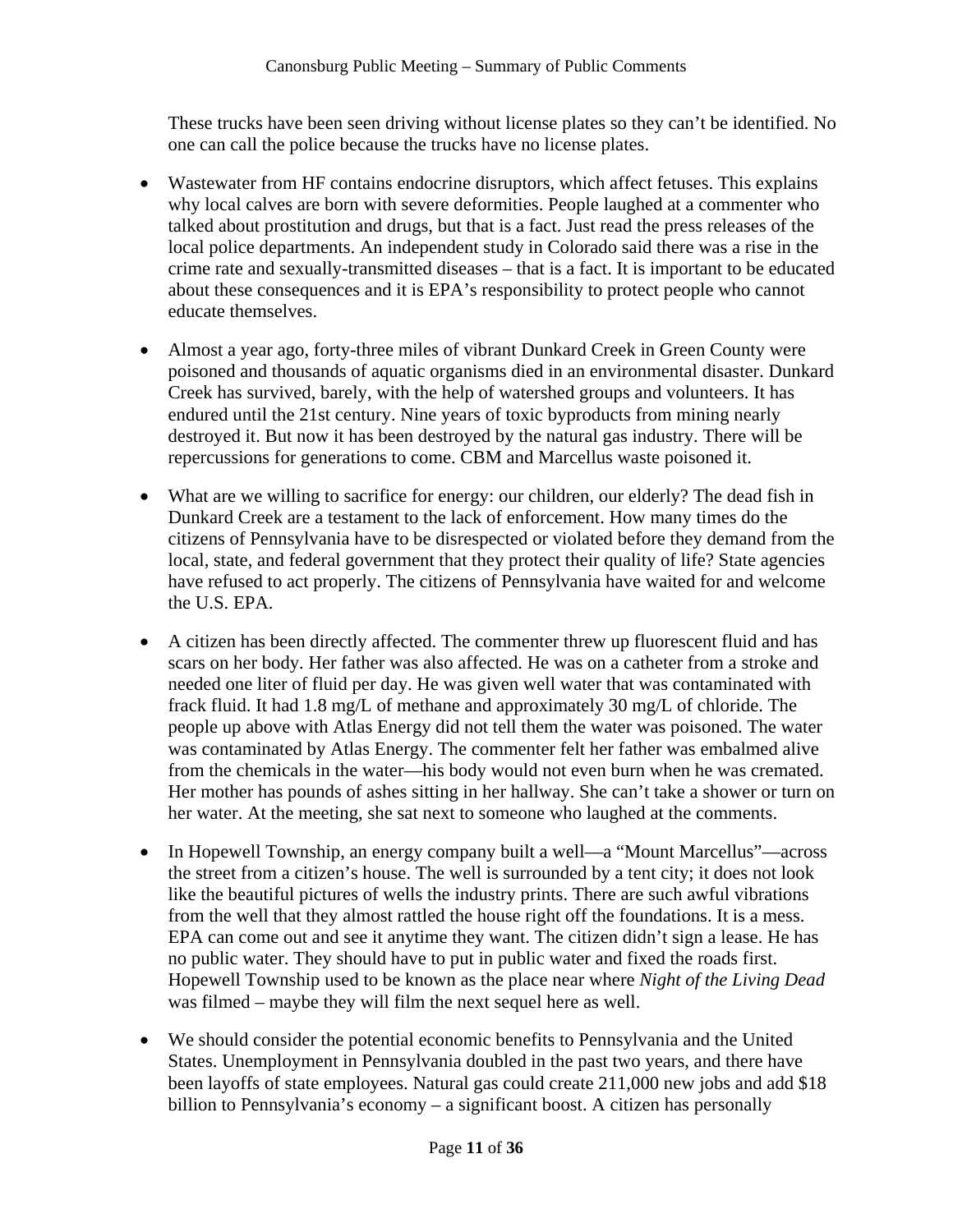These trucks have been seen driving without license plates so they can't be identified. No one can call the police because the trucks have no license plates.

- Wastewater from HF contains endocrine disruptors, which affect fetuses. This explains why local calves are born with severe deformities. People laughed at a commenter who talked about prostitution and drugs, but that is a fact. Just read the press releases of the local police departments. An independent study in Colorado said there was a rise in the crime rate and sexually-transmitted diseases – that is a fact. It is important to be educated about these consequences and it is EPA's responsibility to protect people who cannot educate themselves.

- Almost a year ago, forty-three miles of vibrant Dunkard Creek in Green County were poisoned and thousands of aquatic organisms died in an environmental disaster. Dunkard Creek has survived, barely, with the help of watershed groups and volunteers. It has endured until the 21st century. Nine years of toxic byproducts from mining nearly destroyed it. But now it has been destroyed by the natural gas industry. There will be repercussions for generations to come. CBM and Marcellus waste poisoned it.

- What are we willing to sacrifice for energy: our children, our elderly? The dead fish in Dunkard Creek are a testament to the lack of enforcement. How many times do the citizens of Pennsylvania have to be disrespected or violated before they demand from the local, state, and federal government that they protect their quality of life? State agencies have refused to act properly. The citizens of Pennsylvania have waited for and welcome the U.S. EPA.

- A citizen has been directly affected. The commenter threw up fluorescent fluid and has scars on her body. Her father was also affected. He was on a catheter from a stroke and needed one liter of fluid per day. He was given well water that was contaminated with frack fluid. It had 1.8 mg/L of methane and approximately 30 mg/L of chloride. The people up above with Atlas Energy did not tell them the water was poisoned. The water was contaminated by Atlas Energy. The commenter felt her father was embalmed alive from the chemicals in the water—his body would not even burn when he was cremated. Her mother has pounds of ashes sitting in her hallway. She can't take a shower or turn on her water. At the meeting, she sat next to someone who laughed at the comments.

- In Hopewell Township, an energy company built a well—a "Mount Marcellus"—across the street from a citizen's house. The well is surrounded by a tent city; it does not look like the beautiful pictures of wells the industry prints. There are such awful vibrations from the well that they almost rattled the house right off the foundations. It is a mess. EPA can come out and see it anytime they want. The citizen didn't sign a lease. He has no public water. They should have to put in public water and fixed the roads first. Hopewell Township used to be known as the place near where *Night of the Living Dead* was filmed – maybe they will film the next sequel here as well.

- We should consider the potential economic benefits to Pennsylvania and the United States. Unemployment in Pennsylvania doubled in the past two years, and there have been layoffs of state employees. Natural gas could create 211,000 new jobs and add $18 billion to Pennsylvania's economy – a significant boost. A citizen has personally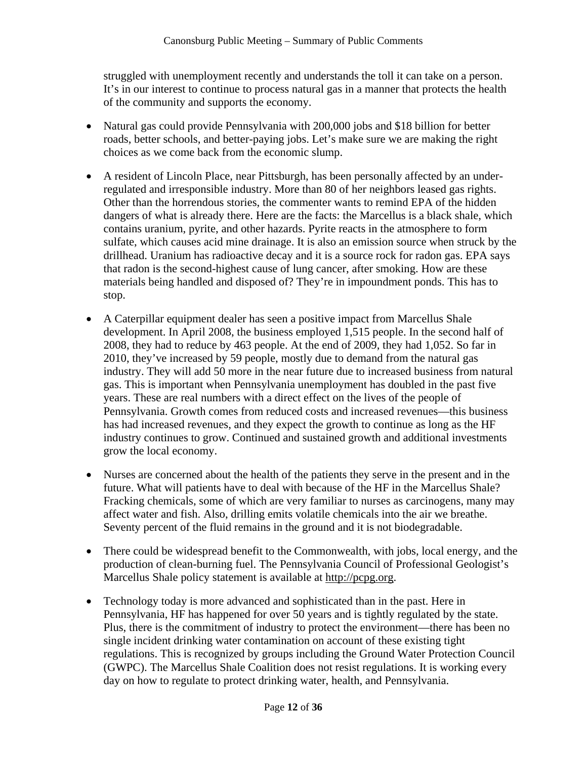struggled with unemployment recently and understands the toll it can take on a person. It's in our interest to continue to process natural gas in a manner that protects the health of the community and supports the economy.

- Natural gas could provide Pennsylvania with 200,000 jobs and $18 billion for better roads, better schools, and better-paying jobs. Let's make sure we are making the right choices as we come back from the economic slump.
- A resident of Lincoln Place, near Pittsburgh, has been personally affected by an under-regulated and irresponsible industry. More than 80 of her neighbors leased gas rights. Other than the horrendous stories, the commenter wants to remind EPA of the hidden dangers of what is already there. Here are the facts: the Marcellus is a black shale, which contains uranium, pyrite, and other hazards. Pyrite reacts in the atmosphere to form sulfate, which causes acid mine drainage. It is also an emission source when struck by the drillhead. Uranium has radioactive decay and it is a source rock for radon gas. EPA says that radon is the second-highest cause of lung cancer, after smoking. How are these materials being handled and disposed of? They're in impoundment ponds. This has to stop.
- A Caterpillar equipment dealer has seen a positive impact from Marcellus Shale development. In April 2008, the business employed 1,515 people. In the second half of 2008, they had to reduce by 463 people. At the end of 2009, they had 1,052. So far in 2010, they've increased by 59 people, mostly due to demand from the natural gas industry. They will add 50 more in the near future due to increased business from natural gas. This is important when Pennsylvania unemployment has doubled in the past five years. These are real numbers with a direct effect on the lives of the people of Pennsylvania. Growth comes from reduced costs and increased revenues—this business has had increased revenues, and they expect the growth to continue as long as the HF industry continues to grow. Continued and sustained growth and additional investments grow the local economy.
- Nurses are concerned about the health of the patients they serve in the present and in the future. What will patients have to deal with because of the HF in the Marcellus Shale? Fracking chemicals, some of which are very familiar to nurses as carcinogens, many may affect water and fish. Also, drilling emits volatile chemicals into the air we breathe. Seventy percent of the fluid remains in the ground and it is not biodegradable.
- There could be widespread benefit to the Commonwealth, with jobs, local energy, and the production of clean-burning fuel. The Pennsylvania Council of Professional Geologist's Marcellus Shale policy statement is available at http://pcpg.org.
- Technology today is more advanced and sophisticated than in the past. Here in Pennsylvania, HF has happened for over 50 years and is tightly regulated by the state. Plus, there is the commitment of industry to protect the environment—there has been no single incident drinking water contamination on account of these existing tight regulations. This is recognized by groups including the Ground Water Protection Council (GWPC). The Marcellus Shale Coalition does not resist regulations. It is working every day on how to regulate to protect drinking water, health, and Pennsylvania.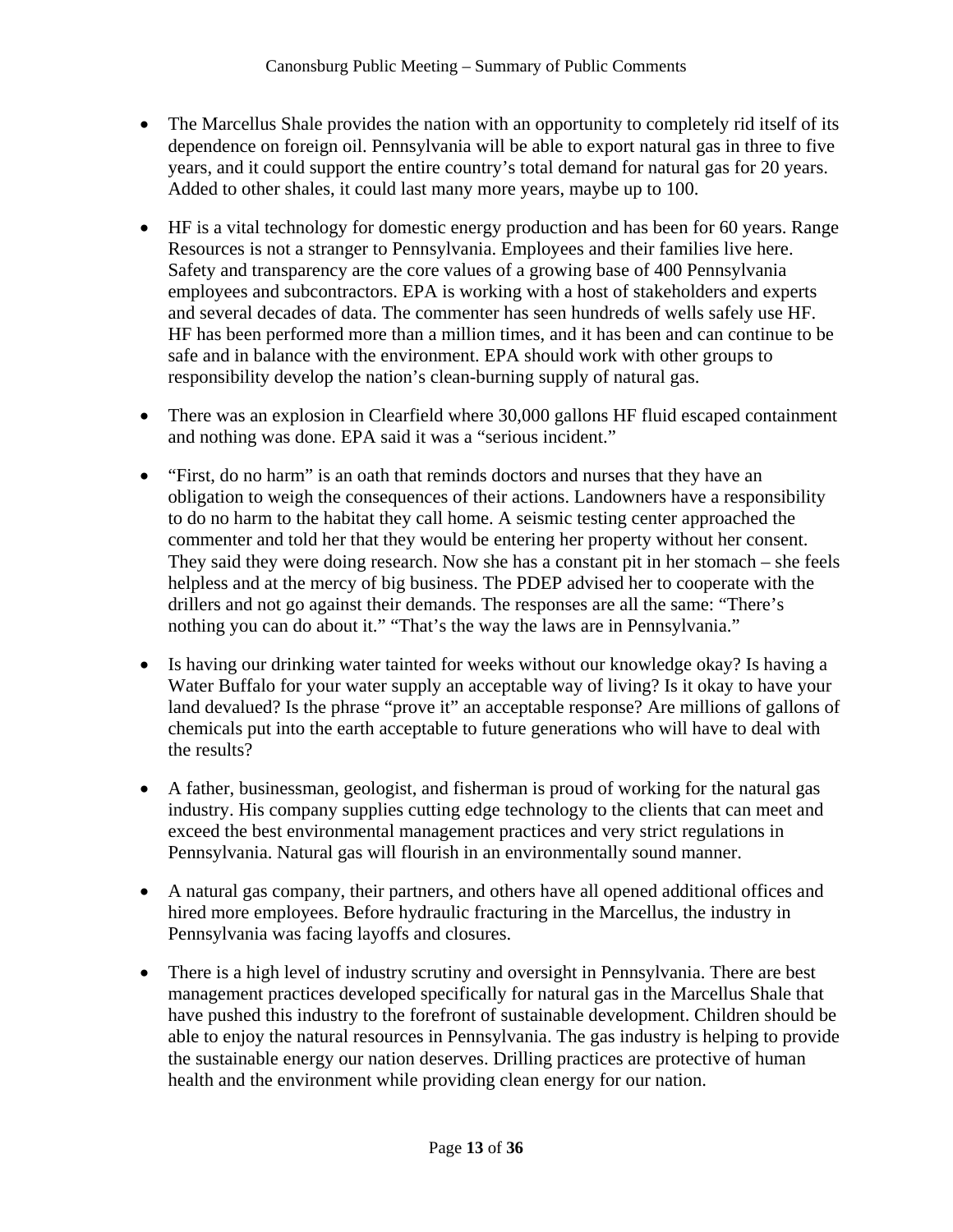- The Marcellus Shale provides the nation with an opportunity to completely rid itself of its dependence on foreign oil. Pennsylvania will be able to export natural gas in three to five years, and it could support the entire country's total demand for natural gas for 20 years. Added to other shales, it could last many more years, maybe up to 100.

- HF is a vital technology for domestic energy production and has been for 60 years. Range Resources is not a stranger to Pennsylvania. Employees and their families live here. Safety and transparency are the core values of a growing base of 400 Pennsylvania employees and subcontractors. EPA is working with a host of stakeholders and experts and several decades of data. The commenter has seen hundreds of wells safely use HF. HF has been performed more than a million times, and it has been and can continue to be safe and in balance with the environment. EPA should work with other groups to responsibility develop the nation's clean-burning supply of natural gas.

- There was an explosion in Clearfield where 30,000 gallons HF fluid escaped containment and nothing was done. EPA said it was a "serious incident."

- "First, do no harm" is an oath that reminds doctors and nurses that they have an obligation to weigh the consequences of their actions. Landowners have a responsibility to do no harm to the habitat they call home. A seismic testing center approached the commenter and told her that they would be entering her property without her consent. They said they were doing research. Now she has a constant pit in her stomach – she feels helpless and at the mercy of big business. The PDEP advised her to cooperate with the drillers and not go against their demands. The responses are all the same: "There's nothing you can do about it." "That's the way the laws are in Pennsylvania."

- Is having our drinking water tainted for weeks without our knowledge okay? Is having a Water Buffalo for your water supply an acceptable way of living? Is it okay to have your land devalued? Is the phrase "prove it" an acceptable response? Are millions of gallons of chemicals put into the earth acceptable to future generations who will have to deal with the results?

- A father, businessman, geologist, and fisherman is proud of working for the natural gas industry. His company supplies cutting edge technology to the clients that can meet and exceed the best environmental management practices and very strict regulations in Pennsylvania. Natural gas will flourish in an environmentally sound manner.

- A natural gas company, their partners, and others have all opened additional offices and hired more employees. Before hydraulic fracturing in the Marcellus, the industry in Pennsylvania was facing layoffs and closures.

- There is a high level of industry scrutiny and oversight in Pennsylvania. There are best management practices developed specifically for natural gas in the Marcellus Shale that have pushed this industry to the forefront of sustainable development. Children should be able to enjoy the natural resources in Pennsylvania. The gas industry is helping to provide the sustainable energy our nation deserves. Drilling practices are protective of human health and the environment while providing clean energy for our nation.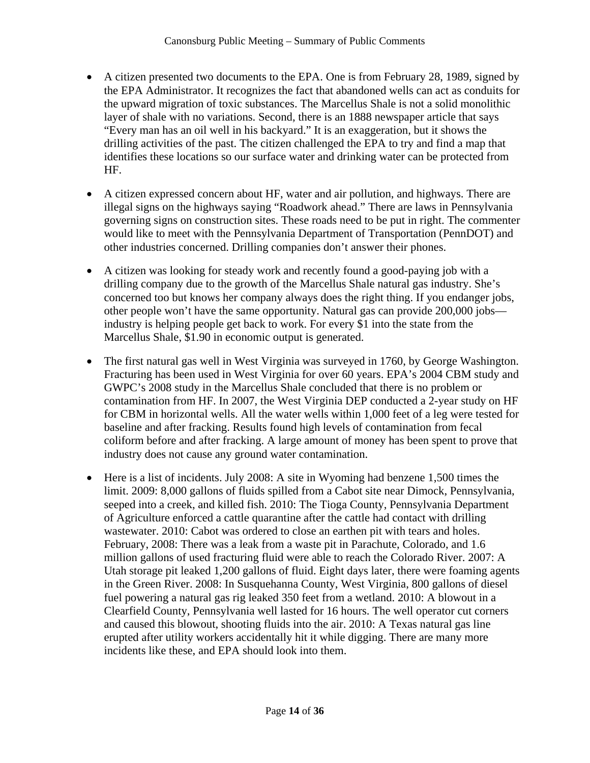- A citizen presented two documents to the EPA. One is from February 28, 1989, signed by the EPA Administrator. It recognizes the fact that abandoned wells can act as conduits for the upward migration of toxic substances. The Marcellus Shale is not a solid monolithic layer of shale with no variations. Second, there is an 1888 newspaper article that says "Every man has an oil well in his backyard." It is an exaggeration, but it shows the drilling activities of the past. The citizen challenged the EPA to try and find a map that identifies these locations so our surface water and drinking water can be protected from HF.

- A citizen expressed concern about HF, water and air pollution, and highways. There are illegal signs on the highways saying "Roadwork ahead." There are laws in Pennsylvania governing signs on construction sites. These roads need to be put in right. The commenter would like to meet with the Pennsylvania Department of Transportation (PennDOT) and other industries concerned. Drilling companies don't answer their phones.

- A citizen was looking for steady work and recently found a good-paying job with a drilling company due to the growth of the Marcellus Shale natural gas industry. She's concerned too but knows her company always does the right thing. If you endanger jobs, other people won't have the same opportunity. Natural gas can provide 200,000 jobs—industry is helping people get back to work. For every $1 into the state from the Marcellus Shale, $1.90 in economic output is generated.

- The first natural gas well in West Virginia was surveyed in 1760, by George Washington. Fracturing has been used in West Virginia for over 60 years. EPA's 2004 CBM study and GWPC's 2008 study in the Marcellus Shale concluded that there is no problem or contamination from HF. In 2007, the West Virginia DEP conducted a 2-year study on HF for CBM in horizontal wells. All the water wells within 1,000 feet of a leg were tested for baseline and after fracking. Results found high levels of contamination from fecal coliform before and after fracking. A large amount of money has been spent to prove that industry does not cause any ground water contamination.

- Here is a list of incidents. July 2008: A site in Wyoming had benzene 1,500 times the limit. 2009: 8,000 gallons of fluids spilled from a Cabot site near Dimock, Pennsylvania, seeped into a creek, and killed fish. 2010: The Tioga County, Pennsylvania Department of Agriculture enforced a cattle quarantine after the cattle had contact with drilling wastewater. 2010: Cabot was ordered to close an earthen pit with tears and holes. February, 2008: There was a leak from a waste pit in Parachute, Colorado, and 1.6 million gallons of used fracturing fluid were able to reach the Colorado River. 2007: A Utah storage pit leaked 1,200 gallons of fluid. Eight days later, there were foaming agents in the Green River. 2008: In Susquehanna County, West Virginia, 800 gallons of diesel fuel powering a natural gas rig leaked 350 feet from a wetland. 2010: A blowout in a Clearfield County, Pennsylvania well lasted for 16 hours. The well operator cut corners and caused this blowout, shooting fluids into the air. 2010: A Texas natural gas line erupted after utility workers accidentally hit it while digging. There are many more incidents like these, and EPA should look into them.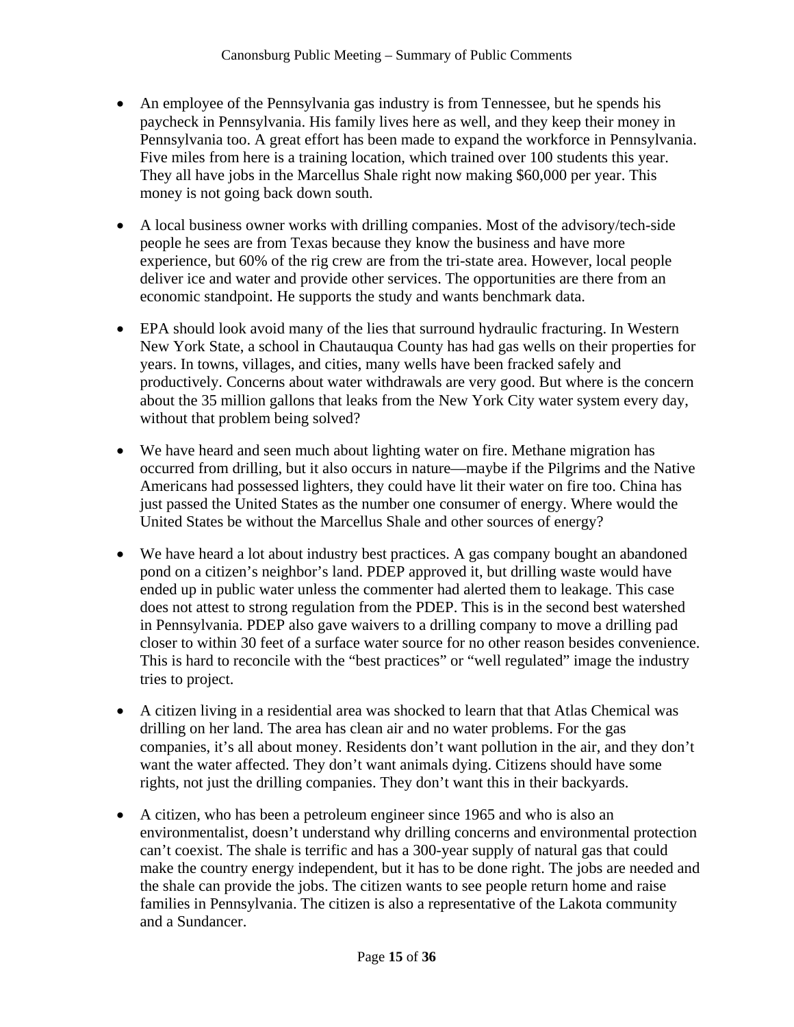- An employee of the Pennsylvania gas industry is from Tennessee, but he spends his paycheck in Pennsylvania. His family lives here as well, and they keep their money in Pennsylvania too. A great effort has been made to expand the workforce in Pennsylvania. Five miles from here is a training location, which trained over 100 students this year. They all have jobs in the Marcellus Shale right now making $60,000 per year. This money is not going back down south.

- A local business owner works with drilling companies. Most of the advisory/tech-side people he sees are from Texas because they know the business and have more experience, but 60% of the rig crew are from the tri-state area. However, local people deliver ice and water and provide other services. The opportunities are there from an economic standpoint. He supports the study and wants benchmark data.

- EPA should look avoid many of the lies that surround hydraulic fracturing. In Western New York State, a school in Chautauqua County has had gas wells on their properties for years. In towns, villages, and cities, many wells have been fracked safely and productively. Concerns about water withdrawals are very good. But where is the concern about the 35 million gallons that leaks from the New York City water system every day, without that problem being solved?

- We have heard and seen much about lighting water on fire. Methane migration has occurred from drilling, but it also occurs in nature—maybe if the Pilgrims and the Native Americans had possessed lighters, they could have lit their water on fire too. China has just passed the United States as the number one consumer of energy. Where would the United States be without the Marcellus Shale and other sources of energy?

- We have heard a lot about industry best practices. A gas company bought an abandoned pond on a citizen's neighbor's land. PDEP approved it, but drilling waste would have ended up in public water unless the commenter had alerted them to leakage. This case does not attest to strong regulation from the PDEP. This is in the second best watershed in Pennsylvania. PDEP also gave waivers to a drilling company to move a drilling pad closer to within 30 feet of a surface water source for no other reason besides convenience. This is hard to reconcile with the "best practices" or "well regulated" image the industry tries to project.

- A citizen living in a residential area was shocked to learn that that Atlas Chemical was drilling on her land. The area has clean air and no water problems. For the gas companies, it's all about money. Residents don't want pollution in the air, and they don't want the water affected. They don't want animals dying. Citizens should have some rights, not just the drilling companies. They don't want this in their backyards.

- A citizen, who has been a petroleum engineer since 1965 and who is also an environmentalist, doesn't understand why drilling concerns and environmental protection can't coexist. The shale is terrific and has a 300-year supply of natural gas that could make the country energy independent, but it has to be done right. The jobs are needed and the shale can provide the jobs. The citizen wants to see people return home and raise families in Pennsylvania. The citizen is also a representative of the Lakota community and a Sundancer.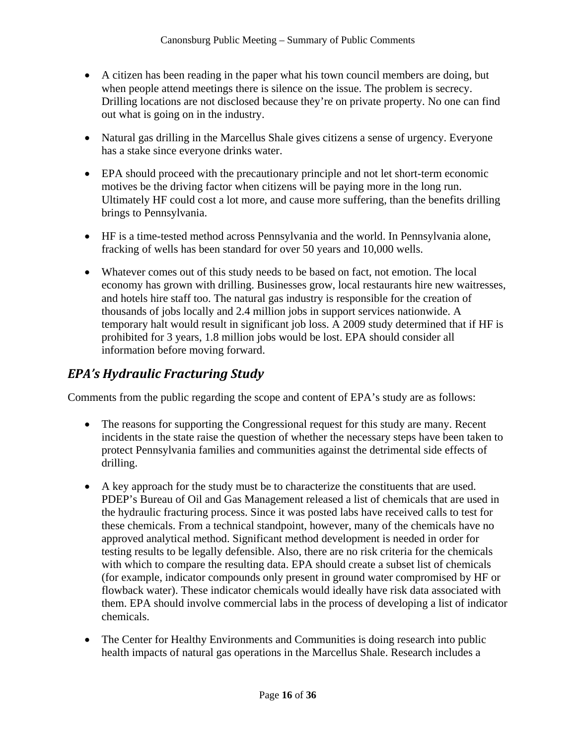- A citizen has been reading in the paper what his town council members are doing, but when people attend meetings there is silence on the issue. The problem is secrecy. Drilling locations are not disclosed because they're on private property. No one can find out what is going on in the industry.

- Natural gas drilling in the Marcellus Shale gives citizens a sense of urgency. Everyone has a stake since everyone drinks water.

- EPA should proceed with the precautionary principle and not let short-term economic motives be the driving factor when citizens will be paying more in the long run. Ultimately HF could cost a lot more, and cause more suffering, than the benefits drilling brings to Pennsylvania.

- HF is a time-tested method across Pennsylvania and the world. In Pennsylvania alone, fracking of wells has been standard for over 50 years and 10,000 wells.

- Whatever comes out of this study needs to be based on fact, not emotion. The local economy has grown with drilling. Businesses grow, local restaurants hire new waitresses, and hotels hire staff too. The natural gas industry is responsible for the creation of thousands of jobs locally and 2.4 million jobs in support services nationwide. A temporary halt would result in significant job loss. A 2009 study determined that if HF is prohibited for 3 years, 1.8 million jobs would be lost. EPA should consider all information before moving forward.

## *EPA's Hydraulic Fracturing Study*

Comments from the public regarding the scope and content of EPA's study are as follows:

- The reasons for supporting the Congressional request for this study are many. Recent incidents in the state raise the question of whether the necessary steps have been taken to protect Pennsylvania families and communities against the detrimental side effects of drilling.

- A key approach for the study must be to characterize the constituents that are used. PDEP's Bureau of Oil and Gas Management released a list of chemicals that are used in the hydraulic fracturing process. Since it was posted labs have received calls to test for these chemicals. From a technical standpoint, however, many of the chemicals have no approved analytical method. Significant method development is needed in order for testing results to be legally defensible. Also, there are no risk criteria for the chemicals with which to compare the resulting data. EPA should create a subset list of chemicals (for example, indicator compounds only present in ground water compromised by HF or flowback water). These indicator chemicals would ideally have risk data associated with them. EPA should involve commercial labs in the process of developing a list of indicator chemicals.

- The Center for Healthy Environments and Communities is doing research into public health impacts of natural gas operations in the Marcellus Shale. Research includes a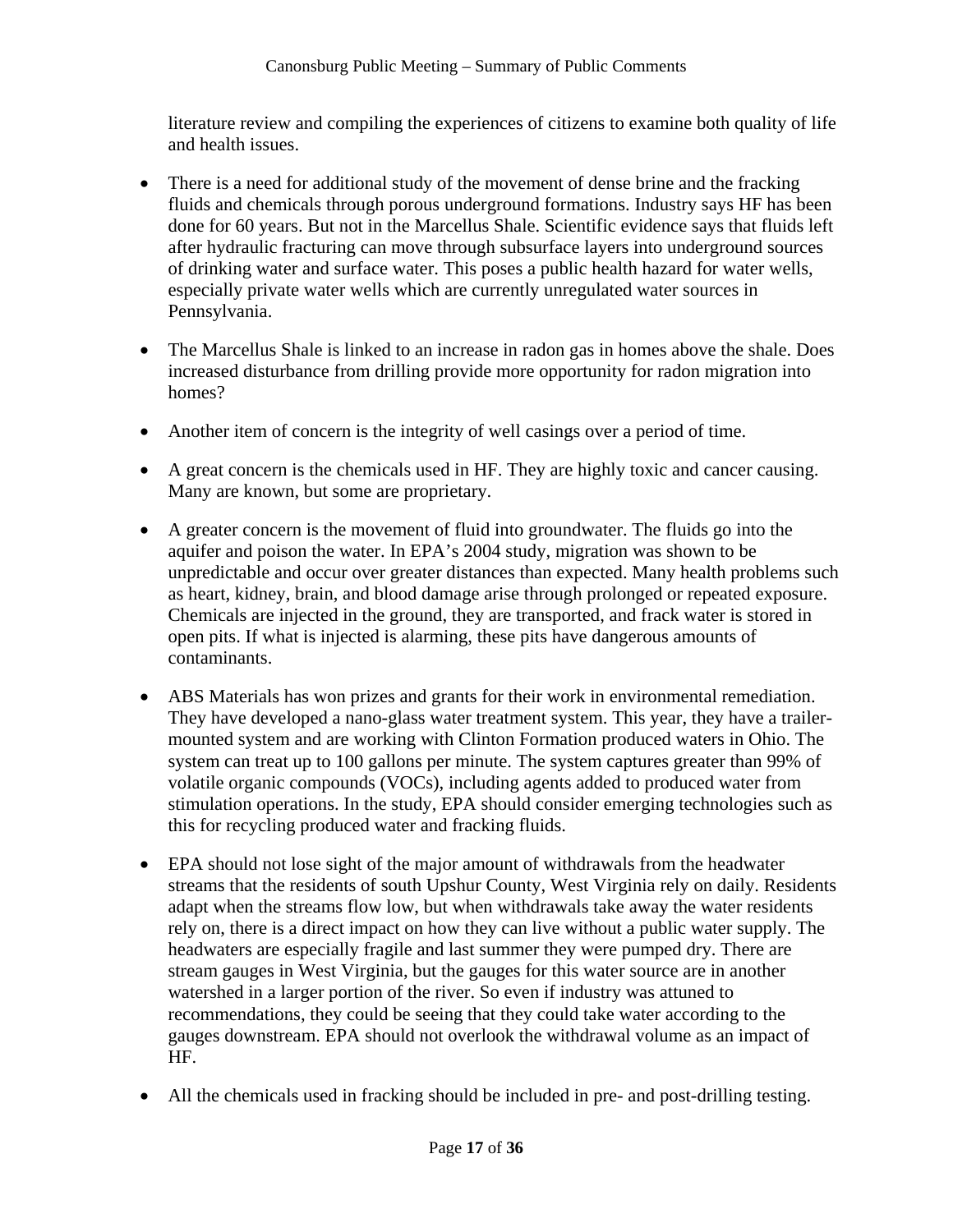literature review and compiling the experiences of citizens to examine both quality of life and health issues.

- There is a need for additional study of the movement of dense brine and the fracking fluids and chemicals through porous underground formations. Industry says HF has been done for 60 years. But not in the Marcellus Shale. Scientific evidence says that fluids left after hydraulic fracturing can move through subsurface layers into underground sources of drinking water and surface water. This poses a public health hazard for water wells, especially private water wells which are currently unregulated water sources in Pennsylvania.

- The Marcellus Shale is linked to an increase in radon gas in homes above the shale. Does increased disturbance from drilling provide more opportunity for radon migration into homes?

- Another item of concern is the integrity of well casings over a period of time.

- A great concern is the chemicals used in HF. They are highly toxic and cancer causing. Many are known, but some are proprietary.

- A greater concern is the movement of fluid into groundwater. The fluids go into the aquifer and poison the water. In EPA's 2004 study, migration was shown to be unpredictable and occur over greater distances than expected. Many health problems such as heart, kidney, brain, and blood damage arise through prolonged or repeated exposure. Chemicals are injected in the ground, they are transported, and frack water is stored in open pits. If what is injected is alarming, these pits have dangerous amounts of contaminants.

- ABS Materials has won prizes and grants for their work in environmental remediation. They have developed a nano-glass water treatment system. This year, they have a trailer-mounted system and are working with Clinton Formation produced waters in Ohio. The system can treat up to 100 gallons per minute. The system captures greater than 99% of volatile organic compounds (VOCs), including agents added to produced water from stimulation operations. In the study, EPA should consider emerging technologies such as this for recycling produced water and fracking fluids.

- EPA should not lose sight of the major amount of withdrawals from the headwater streams that the residents of south Upshur County, West Virginia rely on daily. Residents adapt when the streams flow low, but when withdrawals take away the water residents rely on, there is a direct impact on how they can live without a public water supply. The headwaters are especially fragile and last summer they were pumped dry. There are stream gauges in West Virginia, but the gauges for this water source are in another watershed in a larger portion of the river. So even if industry was attuned to recommendations, they could be seeing that they could take water according to the gauges downstream. EPA should not overlook the withdrawal volume as an impact of HF.

- All the chemicals used in fracking should be included in pre- and post-drilling testing.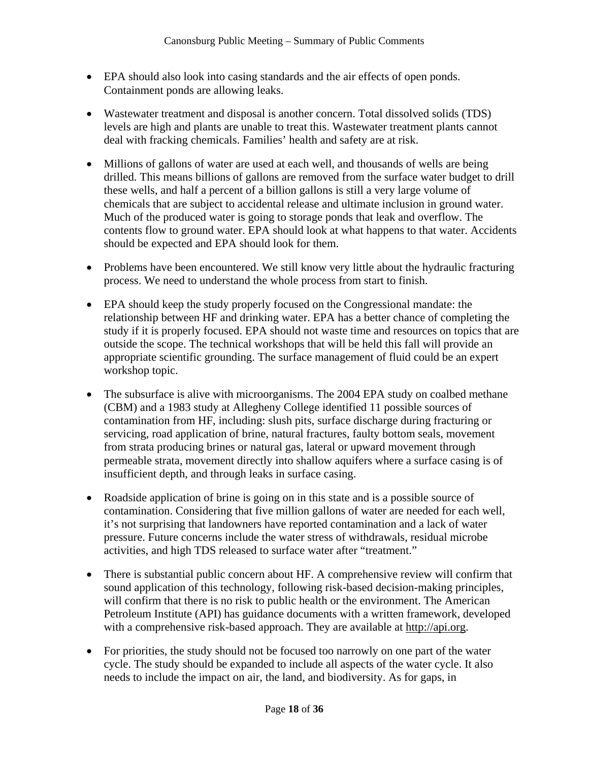- EPA should also look into casing standards and the air effects of open ponds. Containment ponds are allowing leaks.

- Wastewater treatment and disposal is another concern. Total dissolved solids (TDS) levels are high and plants are unable to treat this. Wastewater treatment plants cannot deal with fracking chemicals. Families' health and safety are at risk.

- Millions of gallons of water are used at each well, and thousands of wells are being drilled. This means billions of gallons are removed from the surface water budget to drill these wells, and half a percent of a billion gallons is still a very large volume of chemicals that are subject to accidental release and ultimate inclusion in ground water. Much of the produced water is going to storage ponds that leak and overflow. The contents flow to ground water. EPA should look at what happens to that water. Accidents should be expected and EPA should look for them.

- Problems have been encountered. We still know very little about the hydraulic fracturing process. We need to understand the whole process from start to finish.

- EPA should keep the study properly focused on the Congressional mandate: the relationship between HF and drinking water. EPA has a better chance of completing the study if it is properly focused. EPA should not waste time and resources on topics that are outside the scope. The technical workshops that will be held this fall will provide an appropriate scientific grounding. The surface management of fluid could be an expert workshop topic.

- The subsurface is alive with microorganisms. The 2004 EPA study on coalbed methane (CBM) and a 1983 study at Allegheny College identified 11 possible sources of contamination from HF, including: slush pits, surface discharge during fracturing or servicing, road application of brine, natural fractures, faulty bottom seals, movement from strata producing brines or natural gas, lateral or upward movement through permeable strata, movement directly into shallow aquifers where a surface casing is of insufficient depth, and through leaks in surface casing.

- Roadside application of brine is going on in this state and is a possible source of contamination. Considering that five million gallons of water are needed for each well, it's not surprising that landowners have reported contamination and a lack of water pressure. Future concerns include the water stress of withdrawals, residual microbe activities, and high TDS released to surface water after "treatment."

- There is substantial public concern about HF. A comprehensive review will confirm that sound application of this technology, following risk-based decision-making principles, will confirm that there is no risk to public health or the environment. The American Petroleum Institute (API) has guidance documents with a written framework, developed with a comprehensive risk-based approach. They are available at http://api.org.

- For priorities, the study should not be focused too narrowly on one part of the water cycle. The study should be expanded to include all aspects of the water cycle. It also needs to include the impact on air, the land, and biodiversity. As for gaps, in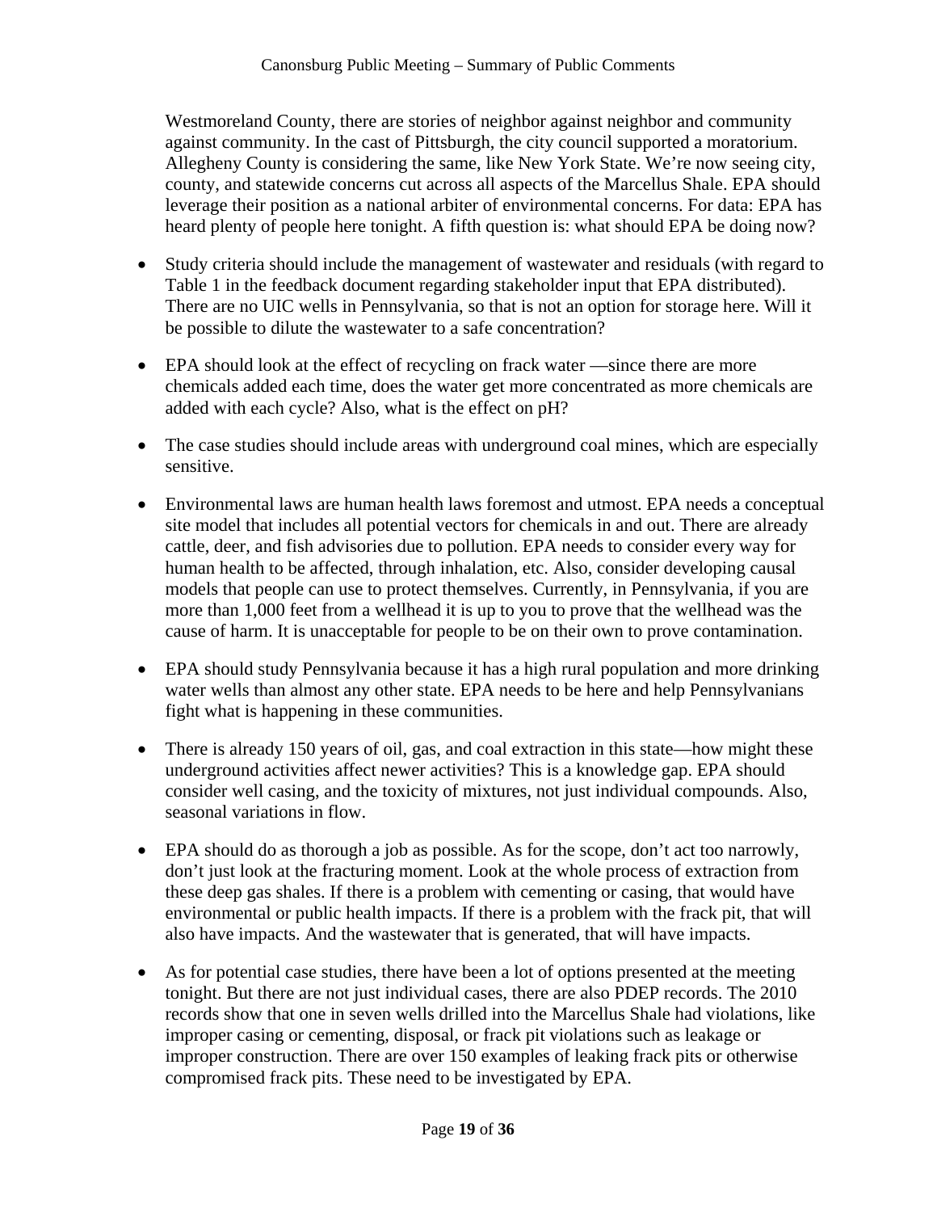Westmoreland County, there are stories of neighbor against neighbor and community against community. In the cast of Pittsburgh, the city council supported a moratorium. Allegheny County is considering the same, like New York State. We're now seeing city, county, and statewide concerns cut across all aspects of the Marcellus Shale. EPA should leverage their position as a national arbiter of environmental concerns. For data: EPA has heard plenty of people here tonight. A fifth question is: what should EPA be doing now?

- Study criteria should include the management of wastewater and residuals (with regard to Table 1 in the feedback document regarding stakeholder input that EPA distributed). There are no UIC wells in Pennsylvania, so that is not an option for storage here. Will it be possible to dilute the wastewater to a safe concentration?

- EPA should look at the effect of recycling on frack water —since there are more chemicals added each time, does the water get more concentrated as more chemicals are added with each cycle? Also, what is the effect on pH?

- The case studies should include areas with underground coal mines, which are especially sensitive.

- Environmental laws are human health laws foremost and utmost. EPA needs a conceptual site model that includes all potential vectors for chemicals in and out. There are already cattle, deer, and fish advisories due to pollution. EPA needs to consider every way for human health to be affected, through inhalation, etc. Also, consider developing causal models that people can use to protect themselves. Currently, in Pennsylvania, if you are more than 1,000 feet from a wellhead it is up to you to prove that the wellhead was the cause of harm. It is unacceptable for people to be on their own to prove contamination.

- EPA should study Pennsylvania because it has a high rural population and more drinking water wells than almost any other state. EPA needs to be here and help Pennsylvanians fight what is happening in these communities.

- There is already 150 years of oil, gas, and coal extraction in this state—how might these underground activities affect newer activities? This is a knowledge gap. EPA should consider well casing, and the toxicity of mixtures, not just individual compounds. Also, seasonal variations in flow.

- EPA should do as thorough a job as possible. As for the scope, don't act too narrowly, don't just look at the fracturing moment. Look at the whole process of extraction from these deep gas shales. If there is a problem with cementing or casing, that would have environmental or public health impacts. If there is a problem with the frack pit, that will also have impacts. And the wastewater that is generated, that will have impacts.

- As for potential case studies, there have been a lot of options presented at the meeting tonight. But there are not just individual cases, there are also PDEP records. The 2010 records show that one in seven wells drilled into the Marcellus Shale had violations, like improper casing or cementing, disposal, or frack pit violations such as leakage or improper construction. There are over 150 examples of leaking frack pits or otherwise compromised frack pits. These need to be investigated by EPA.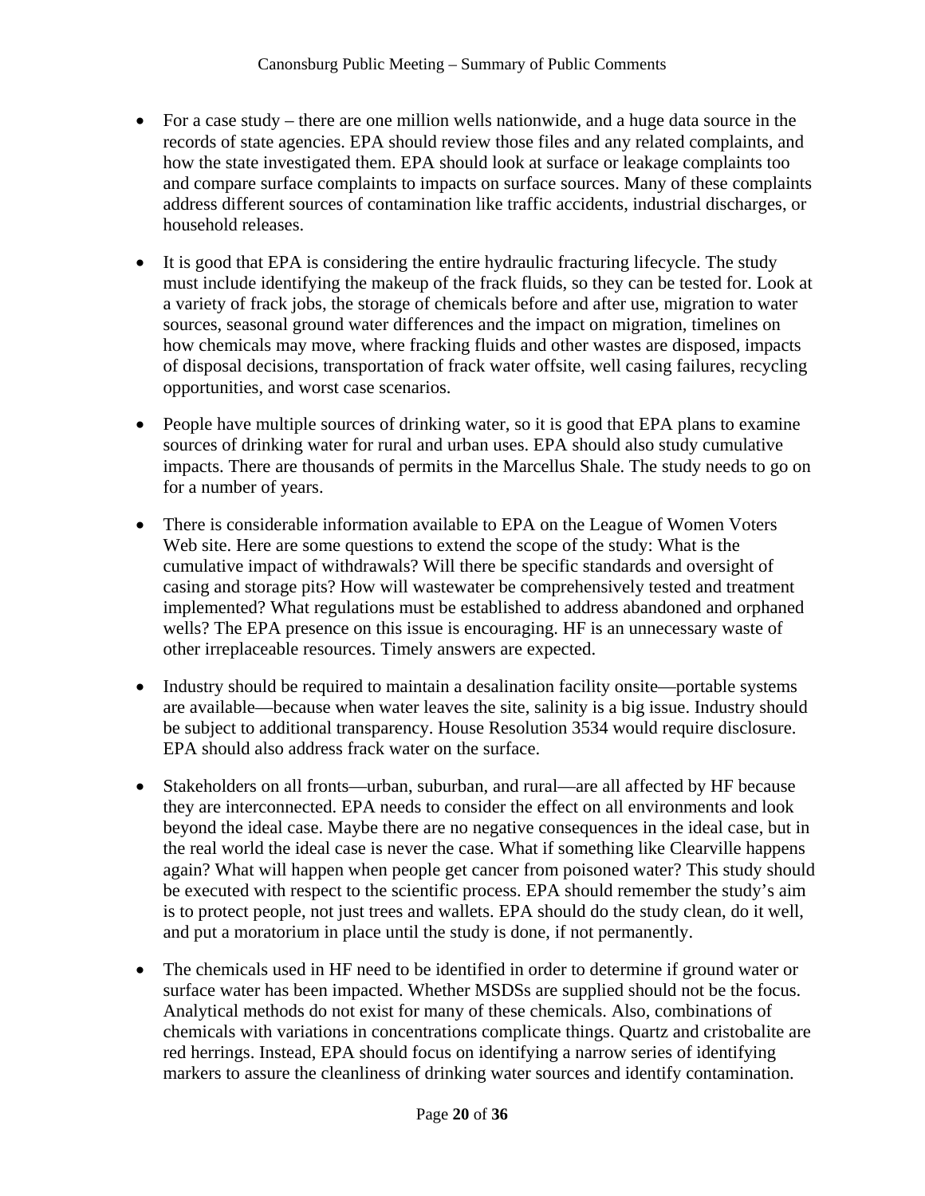- For a case study – there are one million wells nationwide, and a huge data source in the records of state agencies. EPA should review those files and any related complaints, and how the state investigated them. EPA should look at surface or leakage complaints too and compare surface complaints to impacts on surface sources. Many of these complaints address different sources of contamination like traffic accidents, industrial discharges, or household releases.

- It is good that EPA is considering the entire hydraulic fracturing lifecycle. The study must include identifying the makeup of the frack fluids, so they can be tested for. Look at a variety of frack jobs, the storage of chemicals before and after use, migration to water sources, seasonal ground water differences and the impact on migration, timelines on how chemicals may move, where fracking fluids and other wastes are disposed, impacts of disposal decisions, transportation of frack water offsite, well casing failures, recycling opportunities, and worst case scenarios.

- People have multiple sources of drinking water, so it is good that EPA plans to examine sources of drinking water for rural and urban uses. EPA should also study cumulative impacts. There are thousands of permits in the Marcellus Shale. The study needs to go on for a number of years.

- There is considerable information available to EPA on the League of Women Voters Web site. Here are some questions to extend the scope of the study: What is the cumulative impact of withdrawals? Will there be specific standards and oversight of casing and storage pits? How will wastewater be comprehensively tested and treatment implemented? What regulations must be established to address abandoned and orphaned wells? The EPA presence on this issue is encouraging. HF is an unnecessary waste of other irreplaceable resources. Timely answers are expected.

- Industry should be required to maintain a desalination facility onsite—portable systems are available—because when water leaves the site, salinity is a big issue. Industry should be subject to additional transparency. House Resolution 3534 would require disclosure. EPA should also address frack water on the surface.

- Stakeholders on all fronts—urban, suburban, and rural—are all affected by HF because they are interconnected. EPA needs to consider the effect on all environments and look beyond the ideal case. Maybe there are no negative consequences in the ideal case, but in the real world the ideal case is never the case. What if something like Clearville happens again? What will happen when people get cancer from poisoned water? This study should be executed with respect to the scientific process. EPA should remember the study's aim is to protect people, not just trees and wallets. EPA should do the study clean, do it well, and put a moratorium in place until the study is done, if not permanently.

- The chemicals used in HF need to be identified in order to determine if ground water or surface water has been impacted. Whether MSDSs are supplied should not be the focus. Analytical methods do not exist for many of these chemicals. Also, combinations of chemicals with variations in concentrations complicate things. Quartz and cristobalite are red herrings. Instead, EPA should focus on identifying a narrow series of identifying markers to assure the cleanliness of drinking water sources and identify contamination.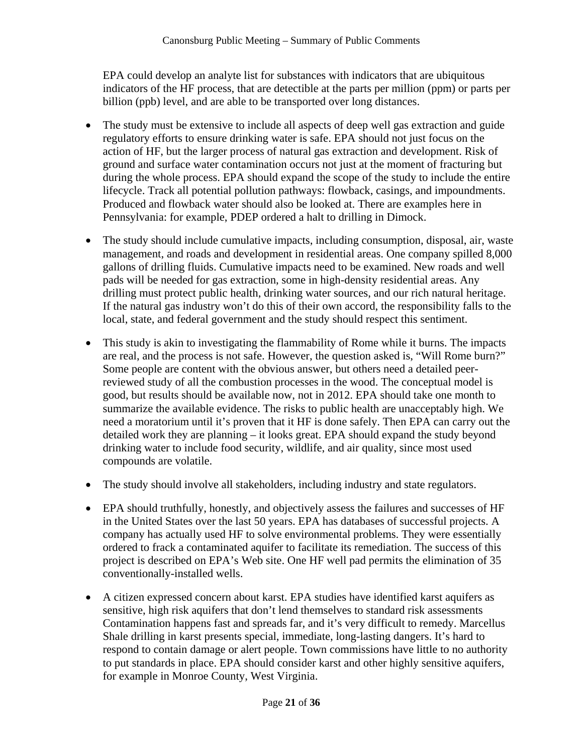EPA could develop an analyte list for substances with indicators that are ubiquitous indicators of the HF process, that are detectible at the parts per million (ppm) or parts per billion (ppb) level, and are able to be transported over long distances.

- The study must be extensive to include all aspects of deep well gas extraction and guide regulatory efforts to ensure drinking water is safe. EPA should not just focus on the action of HF, but the larger process of natural gas extraction and development. Risk of ground and surface water contamination occurs not just at the moment of fracturing but during the whole process. EPA should expand the scope of the study to include the entire lifecycle. Track all potential pollution pathways: flowback, casings, and impoundments. Produced and flowback water should also be looked at. There are examples here in Pennsylvania: for example, PDEP ordered a halt to drilling in Dimock.

- The study should include cumulative impacts, including consumption, disposal, air, waste management, and roads and development in residential areas. One company spilled 8,000 gallons of drilling fluids. Cumulative impacts need to be examined. New roads and well pads will be needed for gas extraction, some in high-density residential areas. Any drilling must protect public health, drinking water sources, and our rich natural heritage. If the natural gas industry won't do this of their own accord, the responsibility falls to the local, state, and federal government and the study should respect this sentiment.

- This study is akin to investigating the flammability of Rome while it burns. The impacts are real, and the process is not safe. However, the question asked is, "Will Rome burn?" Some people are content with the obvious answer, but others need a detailed peer-reviewed study of all the combustion processes in the wood. The conceptual model is good, but results should be available now, not in 2012. EPA should take one month to summarize the available evidence. The risks to public health are unacceptably high. We need a moratorium until it's proven that it HF is done safely. Then EPA can carry out the detailed work they are planning – it looks great. EPA should expand the study beyond drinking water to include food security, wildlife, and air quality, since most used compounds are volatile.

- The study should involve all stakeholders, including industry and state regulators.

- EPA should truthfully, honestly, and objectively assess the failures and successes of HF in the United States over the last 50 years. EPA has databases of successful projects. A company has actually used HF to solve environmental problems. They were essentially ordered to frack a contaminated aquifer to facilitate its remediation. The success of this project is described on EPA's Web site. One HF well pad permits the elimination of 35 conventionally-installed wells.

- A citizen expressed concern about karst. EPA studies have identified karst aquifers as sensitive, high risk aquifers that don't lend themselves to standard risk assessments Contamination happens fast and spreads far, and it's very difficult to remedy. Marcellus Shale drilling in karst presents special, immediate, long-lasting dangers. It's hard to respond to contain damage or alert people. Town commissions have little to no authority to put standards in place. EPA should consider karst and other highly sensitive aquifers, for example in Monroe County, West Virginia.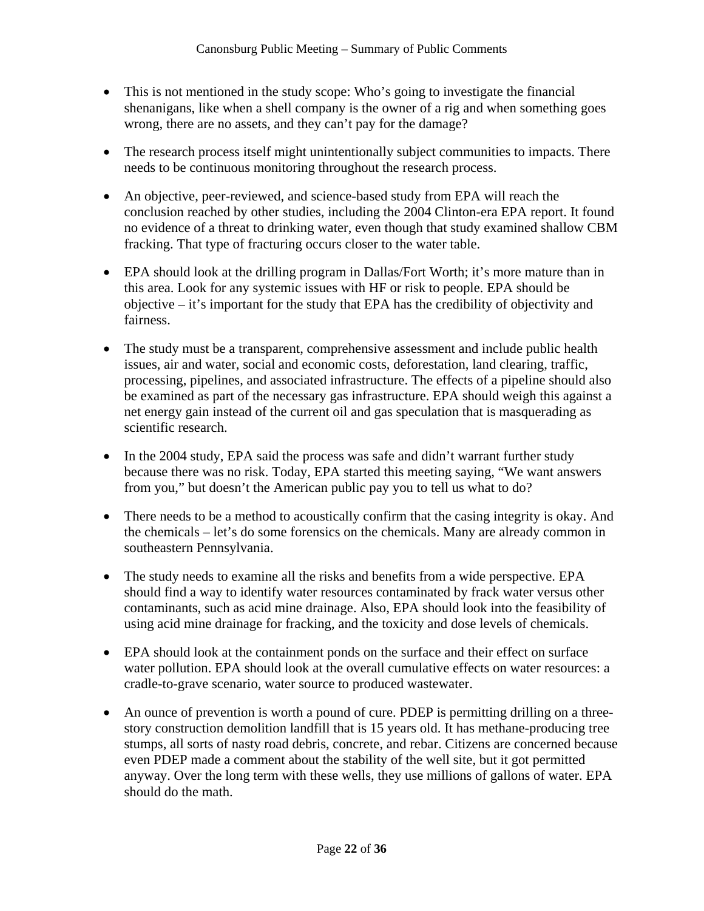- This is not mentioned in the study scope: Who's going to investigate the financial shenanigans, like when a shell company is the owner of a rig and when something goes wrong, there are no assets, and they can't pay for the damage?

- The research process itself might unintentionally subject communities to impacts. There needs to be continuous monitoring throughout the research process.

- An objective, peer-reviewed, and science-based study from EPA will reach the conclusion reached by other studies, including the 2004 Clinton-era EPA report. It found no evidence of a threat to drinking water, even though that study examined shallow CBM fracking. That type of fracturing occurs closer to the water table.

- EPA should look at the drilling program in Dallas/Fort Worth; it's more mature than in this area. Look for any systemic issues with HF or risk to people. EPA should be objective – it's important for the study that EPA has the credibility of objectivity and fairness.

- The study must be a transparent, comprehensive assessment and include public health issues, air and water, social and economic costs, deforestation, land clearing, traffic, processing, pipelines, and associated infrastructure. The effects of a pipeline should also be examined as part of the necessary gas infrastructure. EPA should weigh this against a net energy gain instead of the current oil and gas speculation that is masquerading as scientific research.

- In the 2004 study, EPA said the process was safe and didn't warrant further study because there was no risk. Today, EPA started this meeting saying, "We want answers from you," but doesn't the American public pay you to tell us what to do?

- There needs to be a method to acoustically confirm that the casing integrity is okay. And the chemicals – let's do some forensics on the chemicals. Many are already common in southeastern Pennsylvania.

- The study needs to examine all the risks and benefits from a wide perspective. EPA should find a way to identify water resources contaminated by frack water versus other contaminants, such as acid mine drainage. Also, EPA should look into the feasibility of using acid mine drainage for fracking, and the toxicity and dose levels of chemicals.

- EPA should look at the containment ponds on the surface and their effect on surface water pollution. EPA should look at the overall cumulative effects on water resources: a cradle-to-grave scenario, water source to produced wastewater.

- An ounce of prevention is worth a pound of cure. PDEP is permitting drilling on a three-story construction demolition landfill that is 15 years old. It has methane-producing tree stumps, all sorts of nasty road debris, concrete, and rebar. Citizens are concerned because even PDEP made a comment about the stability of the well site, but it got permitted anyway. Over the long term with these wells, they use millions of gallons of water. EPA should do the math.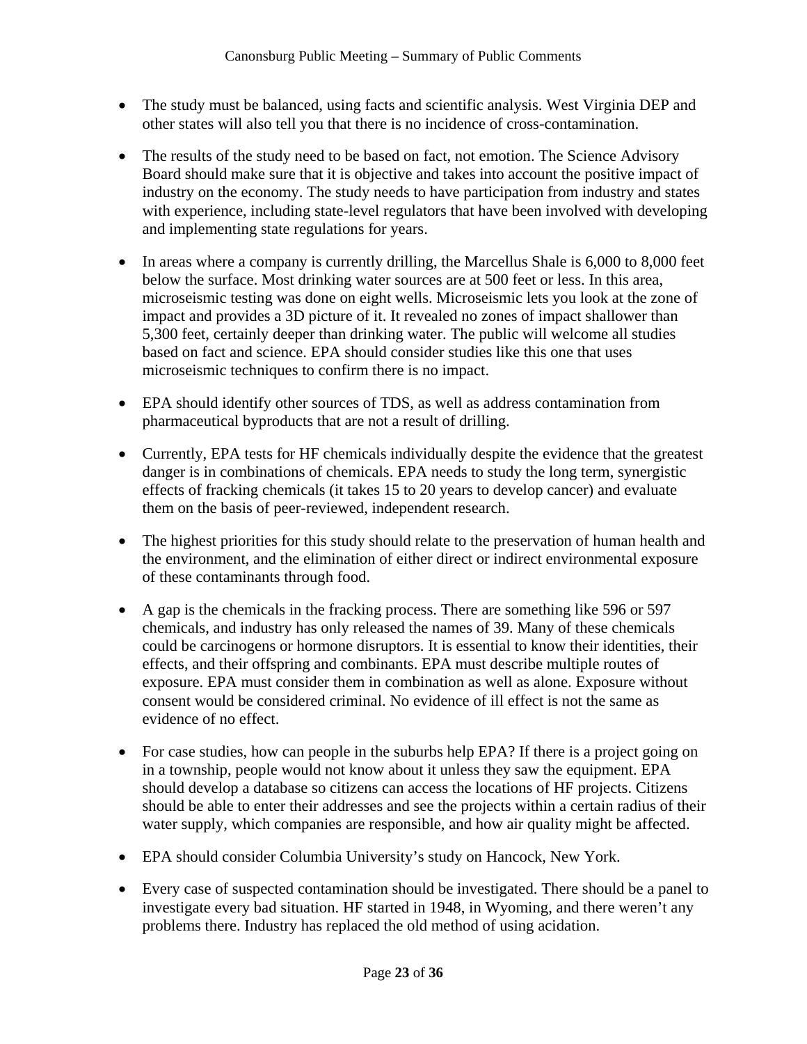- The study must be balanced, using facts and scientific analysis. West Virginia DEP and other states will also tell you that there is no incidence of cross-contamination.
- The results of the study need to be based on fact, not emotion. The Science Advisory Board should make sure that it is objective and takes into account the positive impact of industry on the economy. The study needs to have participation from industry and states with experience, including state-level regulators that have been involved with developing and implementing state regulations for years.
- In areas where a company is currently drilling, the Marcellus Shale is 6,000 to 8,000 feet below the surface. Most drinking water sources are at 500 feet or less. In this area, microseismic testing was done on eight wells. Microseismic lets you look at the zone of impact and provides a 3D picture of it. It revealed no zones of impact shallower than 5,300 feet, certainly deeper than drinking water. The public will welcome all studies based on fact and science. EPA should consider studies like this one that uses microseismic techniques to confirm there is no impact.
- EPA should identify other sources of TDS, as well as address contamination from pharmaceutical byproducts that are not a result of drilling.
- Currently, EPA tests for HF chemicals individually despite the evidence that the greatest danger is in combinations of chemicals. EPA needs to study the long term, synergistic effects of fracking chemicals (it takes 15 to 20 years to develop cancer) and evaluate them on the basis of peer-reviewed, independent research.
- The highest priorities for this study should relate to the preservation of human health and the environment, and the elimination of either direct or indirect environmental exposure of these contaminants through food.
- A gap is the chemicals in the fracking process. There are something like 596 or 597 chemicals, and industry has only released the names of 39. Many of these chemicals could be carcinogens or hormone disruptors. It is essential to know their identities, their effects, and their offspring and combinants. EPA must describe multiple routes of exposure. EPA must consider them in combination as well as alone. Exposure without consent would be considered criminal. No evidence of ill effect is not the same as evidence of no effect.
- For case studies, how can people in the suburbs help EPA? If there is a project going on in a township, people would not know about it unless they saw the equipment. EPA should develop a database so citizens can access the locations of HF projects. Citizens should be able to enter their addresses and see the projects within a certain radius of their water supply, which companies are responsible, and how air quality might be affected.
- EPA should consider Columbia University's study on Hancock, New York.
- Every case of suspected contamination should be investigated. There should be a panel to investigate every bad situation. HF started in 1948, in Wyoming, and there weren't any problems there. Industry has replaced the old method of using acidation.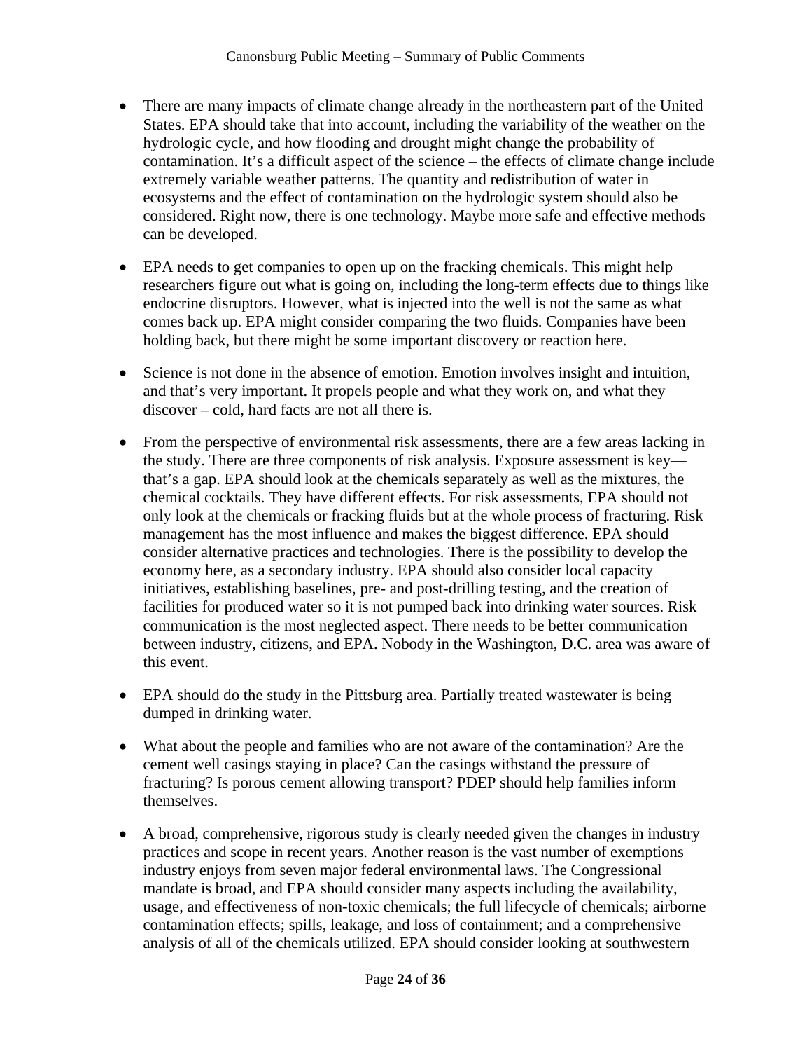- There are many impacts of climate change already in the northeastern part of the United States. EPA should take that into account, including the variability of the weather on the hydrologic cycle, and how flooding and drought might change the probability of contamination. It's a difficult aspect of the science – the effects of climate change include extremely variable weather patterns. The quantity and redistribution of water in ecosystems and the effect of contamination on the hydrologic system should also be considered. Right now, there is one technology. Maybe more safe and effective methods can be developed.

- EPA needs to get companies to open up on the fracking chemicals. This might help researchers figure out what is going on, including the long-term effects due to things like endocrine disruptors. However, what is injected into the well is not the same as what comes back up. EPA might consider comparing the two fluids. Companies have been holding back, but there might be some important discovery or reaction here.

- Science is not done in the absence of emotion. Emotion involves insight and intuition, and that's very important. It propels people and what they work on, and what they discover – cold, hard facts are not all there is.

- From the perspective of environmental risk assessments, there are a few areas lacking in the study. There are three components of risk analysis. Exposure assessment is key—that's a gap. EPA should look at the chemicals separately as well as the mixtures, the chemical cocktails. They have different effects. For risk assessments, EPA should not only look at the chemicals or fracking fluids but at the whole process of fracturing. Risk management has the most influence and makes the biggest difference. EPA should consider alternative practices and technologies. There is the possibility to develop the economy here, as a secondary industry. EPA should also consider local capacity initiatives, establishing baselines, pre- and post-drilling testing, and the creation of facilities for produced water so it is not pumped back into drinking water sources. Risk communication is the most neglected aspect. There needs to be better communication between industry, citizens, and EPA. Nobody in the Washington, D.C. area was aware of this event.

- EPA should do the study in the Pittsburg area. Partially treated wastewater is being dumped in drinking water.

- What about the people and families who are not aware of the contamination? Are the cement well casings staying in place? Can the casings withstand the pressure of fracturing? Is porous cement allowing transport? PDEP should help families inform themselves.

- A broad, comprehensive, rigorous study is clearly needed given the changes in industry practices and scope in recent years. Another reason is the vast number of exemptions industry enjoys from seven major federal environmental laws. The Congressional mandate is broad, and EPA should consider many aspects including the availability, usage, and effectiveness of non-toxic chemicals; the full lifecycle of chemicals; airborne contamination effects; spills, leakage, and loss of containment; and a comprehensive analysis of all of the chemicals utilized. EPA should consider looking at southwestern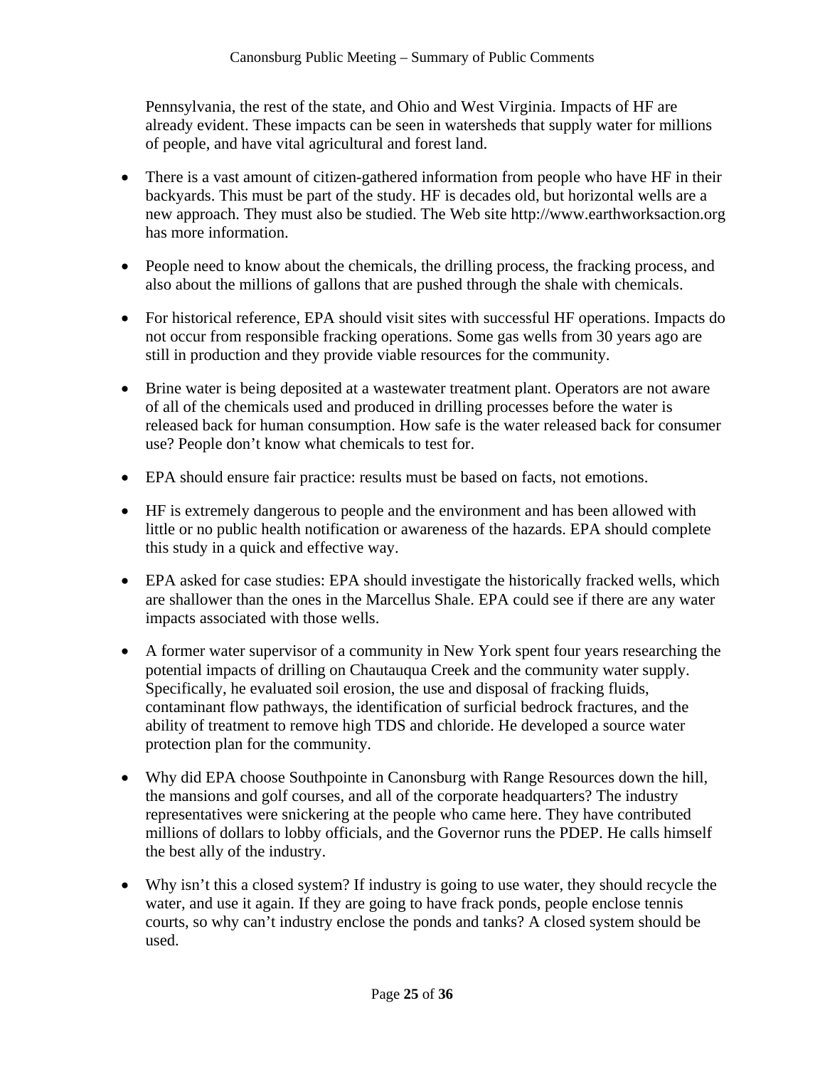Pennsylvania, the rest of the state, and Ohio and West Virginia. Impacts of HF are already evident. These impacts can be seen in watersheds that supply water for millions of people, and have vital agricultural and forest land.

- There is a vast amount of citizen-gathered information from people who have HF in their backyards. This must be part of the study. HF is decades old, but horizontal wells are a new approach. They must also be studied. The Web site http://www.earthworksaction.org has more information.

- People need to know about the chemicals, the drilling process, the fracking process, and also about the millions of gallons that are pushed through the shale with chemicals.

- For historical reference, EPA should visit sites with successful HF operations. Impacts do not occur from responsible fracking operations. Some gas wells from 30 years ago are still in production and they provide viable resources for the community.

- Brine water is being deposited at a wastewater treatment plant. Operators are not aware of all of the chemicals used and produced in drilling processes before the water is released back for human consumption. How safe is the water released back for consumer use? People don't know what chemicals to test for.

- EPA should ensure fair practice: results must be based on facts, not emotions.

- HF is extremely dangerous to people and the environment and has been allowed with little or no public health notification or awareness of the hazards. EPA should complete this study in a quick and effective way.

- EPA asked for case studies: EPA should investigate the historically fracked wells, which are shallower than the ones in the Marcellus Shale. EPA could see if there are any water impacts associated with those wells.

- A former water supervisor of a community in New York spent four years researching the potential impacts of drilling on Chautauqua Creek and the community water supply. Specifically, he evaluated soil erosion, the use and disposal of fracking fluids, contaminant flow pathways, the identification of surficial bedrock fractures, and the ability of treatment to remove high TDS and chloride. He developed a source water protection plan for the community.

- Why did EPA choose Southpointe in Canonsburg with Range Resources down the hill, the mansions and golf courses, and all of the corporate headquarters? The industry representatives were snickering at the people who came here. They have contributed millions of dollars to lobby officials, and the Governor runs the PDEP. He calls himself the best ally of the industry.

- Why isn't this a closed system? If industry is going to use water, they should recycle the water, and use it again. If they are going to have frack ponds, people enclose tennis courts, so why can't industry enclose the ponds and tanks? A closed system should be used.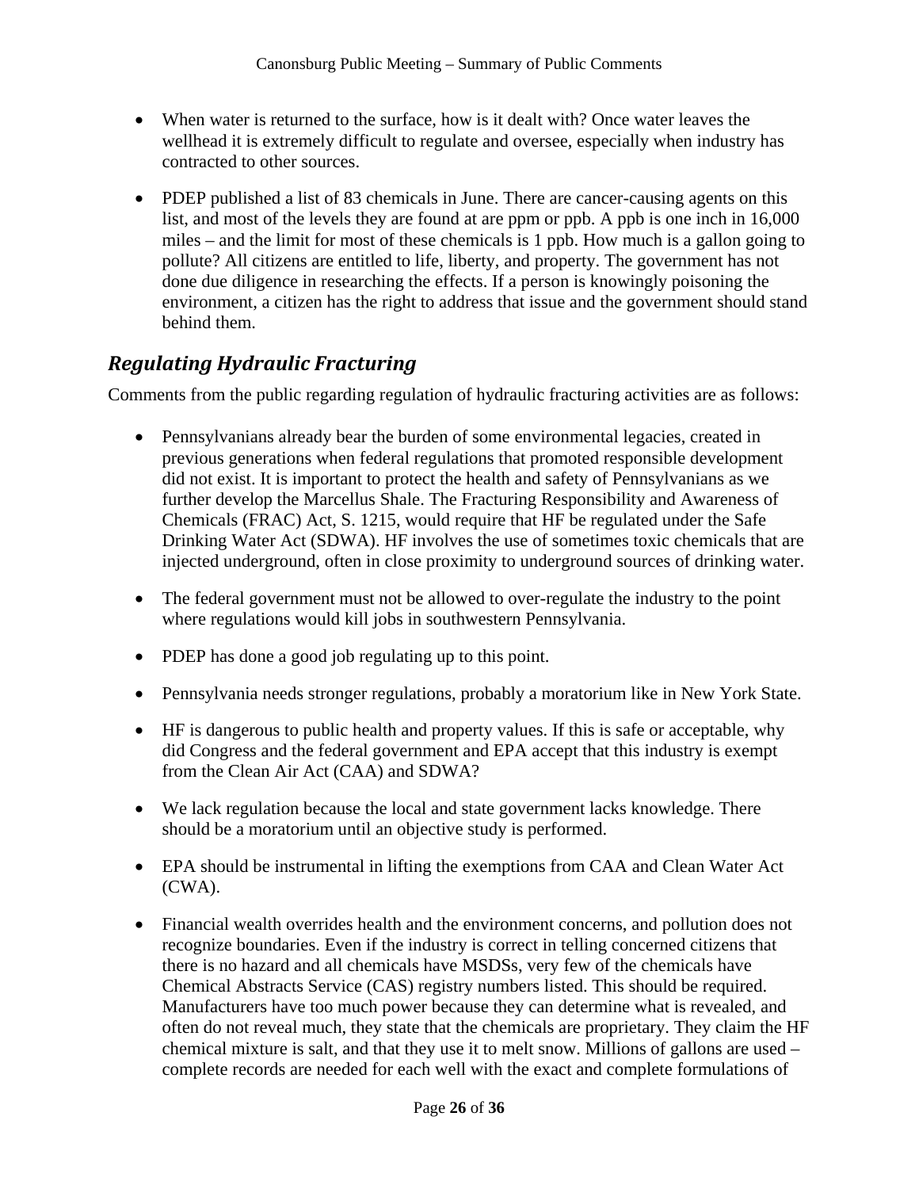- When water is returned to the surface, how is it dealt with? Once water leaves the wellhead it is extremely difficult to regulate and oversee, especially when industry has contracted to other sources.

- PDEP published a list of 83 chemicals in June. There are cancer-causing agents on this list, and most of the levels they are found at are ppm or ppb. A ppb is one inch in 16,000 miles – and the limit for most of these chemicals is 1 ppb. How much is a gallon going to pollute? All citizens are entitled to life, liberty, and property. The government has not done due diligence in researching the effects. If a person is knowingly poisoning the environment, a citizen has the right to address that issue and the government should stand behind them.

## *Regulating Hydraulic Fracturing*

Comments from the public regarding regulation of hydraulic fracturing activities are as follows:

- Pennsylvanians already bear the burden of some environmental legacies, created in previous generations when federal regulations that promoted responsible development did not exist. It is important to protect the health and safety of Pennsylvanians as we further develop the Marcellus Shale. The Fracturing Responsibility and Awareness of Chemicals (FRAC) Act, S. 1215, would require that HF be regulated under the Safe Drinking Water Act (SDWA). HF involves the use of sometimes toxic chemicals that are injected underground, often in close proximity to underground sources of drinking water.

- The federal government must not be allowed to over-regulate the industry to the point where regulations would kill jobs in southwestern Pennsylvania.

- PDEP has done a good job regulating up to this point.

- Pennsylvania needs stronger regulations, probably a moratorium like in New York State.

- HF is dangerous to public health and property values. If this is safe or acceptable, why did Congress and the federal government and EPA accept that this industry is exempt from the Clean Air Act (CAA) and SDWA?

- We lack regulation because the local and state government lacks knowledge. There should be a moratorium until an objective study is performed.

- EPA should be instrumental in lifting the exemptions from CAA and Clean Water Act (CWA).

- Financial wealth overrides health and the environment concerns, and pollution does not recognize boundaries. Even if the industry is correct in telling concerned citizens that there is no hazard and all chemicals have MSDSs, very few of the chemicals have Chemical Abstracts Service (CAS) registry numbers listed. This should be required. Manufacturers have too much power because they can determine what is revealed, and often do not reveal much, they state that the chemicals are proprietary. They claim the HF chemical mixture is salt, and that they use it to melt snow. Millions of gallons are used – complete records are needed for each well with the exact and complete formulations of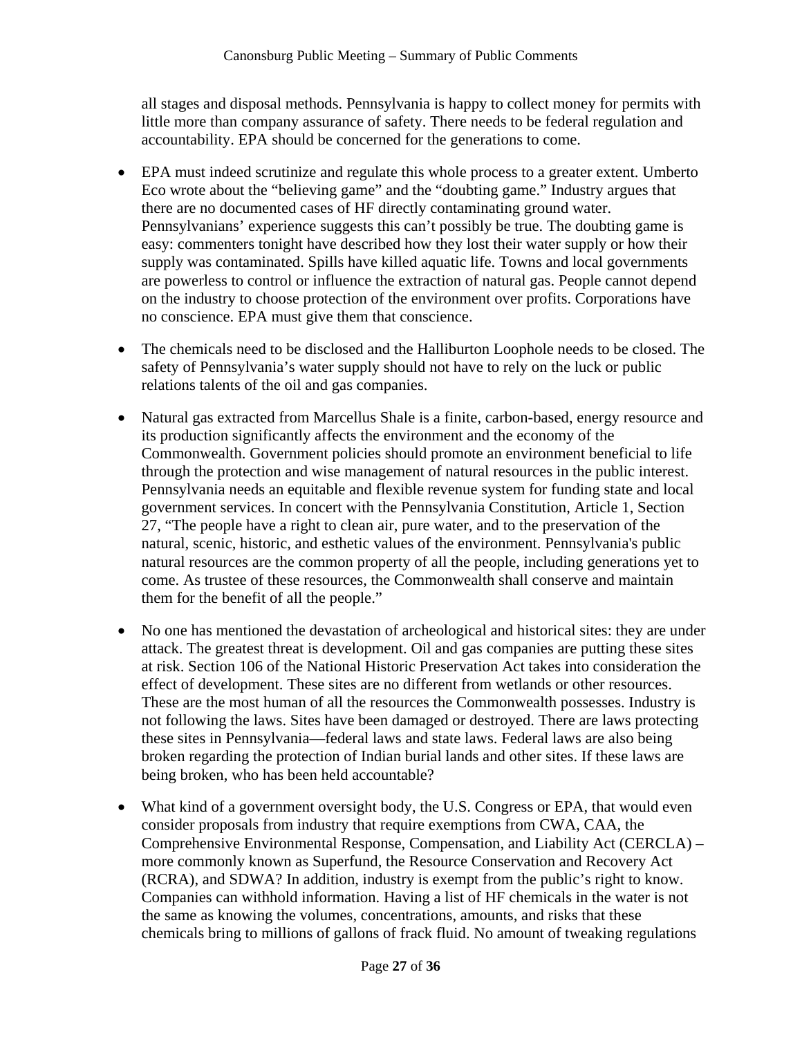all stages and disposal methods. Pennsylvania is happy to collect money for permits with little more than company assurance of safety. There needs to be federal regulation and accountability. EPA should be concerned for the generations to come.

- EPA must indeed scrutinize and regulate this whole process to a greater extent. Umberto Eco wrote about the "believing game" and the "doubting game." Industry argues that there are no documented cases of HF directly contaminating ground water. Pennsylvanians' experience suggests this can't possibly be true. The doubting game is easy: commenters tonight have described how they lost their water supply or how their supply was contaminated. Spills have killed aquatic life. Towns and local governments are powerless to control or influence the extraction of natural gas. People cannot depend on the industry to choose protection of the environment over profits. Corporations have no conscience. EPA must give them that conscience.

- The chemicals need to be disclosed and the Halliburton Loophole needs to be closed. The safety of Pennsylvania's water supply should not have to rely on the luck or public relations talents of the oil and gas companies.

- Natural gas extracted from Marcellus Shale is a finite, carbon-based, energy resource and its production significantly affects the environment and the economy of the Commonwealth. Government policies should promote an environment beneficial to life through the protection and wise management of natural resources in the public interest. Pennsylvania needs an equitable and flexible revenue system for funding state and local government services. In concert with the Pennsylvania Constitution, Article 1, Section 27, "The people have a right to clean air, pure water, and to the preservation of the natural, scenic, historic, and esthetic values of the environment. Pennsylvania's public natural resources are the common property of all the people, including generations yet to come. As trustee of these resources, the Commonwealth shall conserve and maintain them for the benefit of all the people."

- No one has mentioned the devastation of archeological and historical sites: they are under attack. The greatest threat is development. Oil and gas companies are putting these sites at risk. Section 106 of the National Historic Preservation Act takes into consideration the effect of development. These sites are no different from wetlands or other resources. These are the most human of all the resources the Commonwealth possesses. Industry is not following the laws. Sites have been damaged or destroyed. There are laws protecting these sites in Pennsylvania—federal laws and state laws. Federal laws are also being broken regarding the protection of Indian burial lands and other sites. If these laws are being broken, who has been held accountable?

- What kind of a government oversight body, the U.S. Congress or EPA, that would even consider proposals from industry that require exemptions from CWA, CAA, the Comprehensive Environmental Response, Compensation, and Liability Act (CERCLA) – more commonly known as Superfund, the Resource Conservation and Recovery Act (RCRA), and SDWA? In addition, industry is exempt from the public's right to know. Companies can withhold information. Having a list of HF chemicals in the water is not the same as knowing the volumes, concentrations, amounts, and risks that these chemicals bring to millions of gallons of frack fluid. No amount of tweaking regulations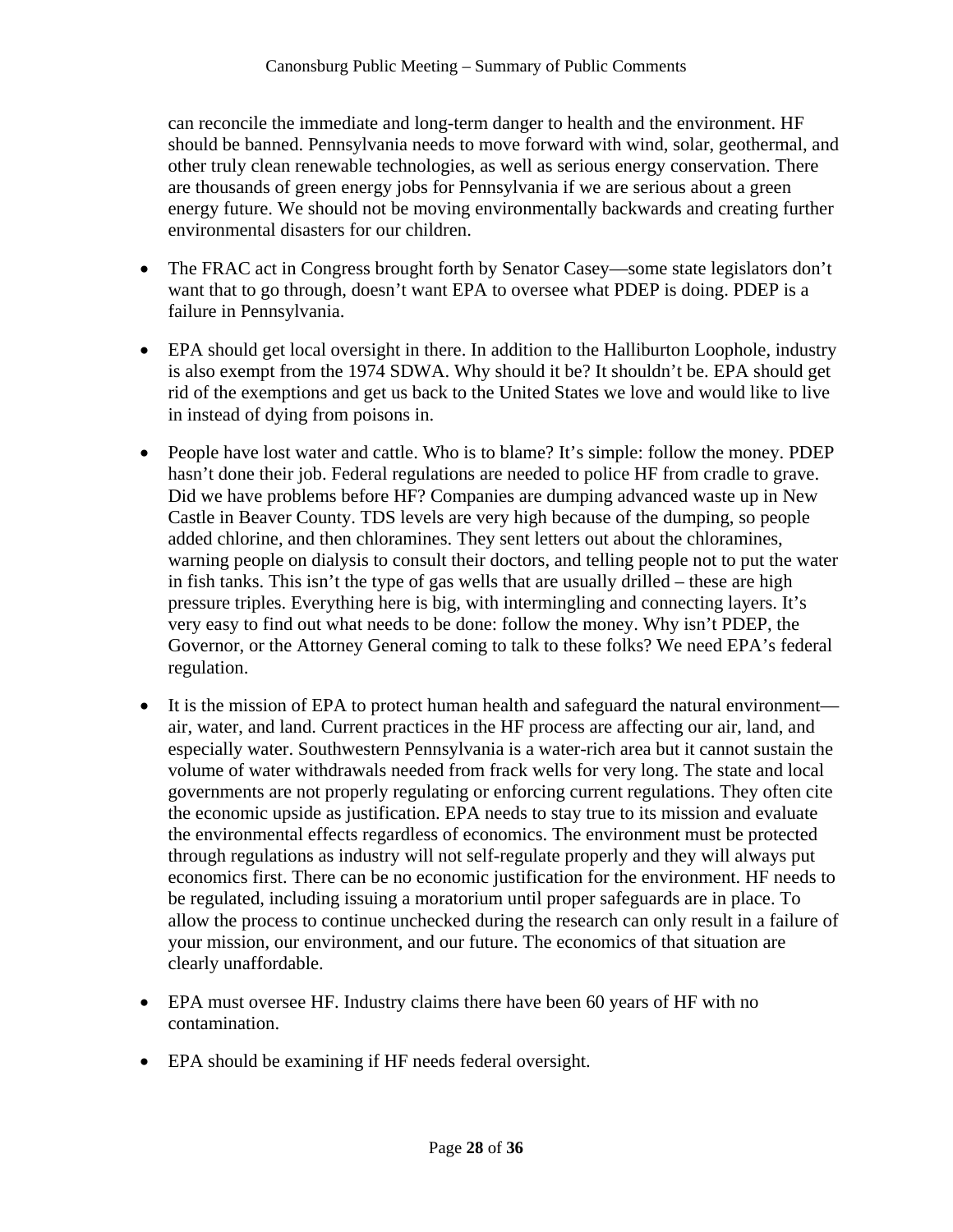can reconcile the immediate and long-term danger to health and the environment. HF should be banned. Pennsylvania needs to move forward with wind, solar, geothermal, and other truly clean renewable technologies, as well as serious energy conservation. There are thousands of green energy jobs for Pennsylvania if we are serious about a green energy future. We should not be moving environmentally backwards and creating further environmental disasters for our children.

- The FRAC act in Congress brought forth by Senator Casey—some state legislators don't want that to go through, doesn't want EPA to oversee what PDEP is doing. PDEP is a failure in Pennsylvania.
- EPA should get local oversight in there. In addition to the Halliburton Loophole, industry is also exempt from the 1974 SDWA. Why should it be? It shouldn't be. EPA should get rid of the exemptions and get us back to the United States we love and would like to live in instead of dying from poisons in.
- People have lost water and cattle. Who is to blame? It's simple: follow the money. PDEP hasn't done their job. Federal regulations are needed to police HF from cradle to grave. Did we have problems before HF? Companies are dumping advanced waste up in New Castle in Beaver County. TDS levels are very high because of the dumping, so people added chlorine, and then chloramines. They sent letters out about the chloramines, warning people on dialysis to consult their doctors, and telling people not to put the water in fish tanks. This isn't the type of gas wells that are usually drilled – these are high pressure triples. Everything here is big, with intermingling and connecting layers. It's very easy to find out what needs to be done: follow the money. Why isn't PDEP, the Governor, or the Attorney General coming to talk to these folks? We need EPA's federal regulation.
- It is the mission of EPA to protect human health and safeguard the natural environment—air, water, and land. Current practices in the HF process are affecting our air, land, and especially water. Southwestern Pennsylvania is a water-rich area but it cannot sustain the volume of water withdrawals needed from frack wells for very long. The state and local governments are not properly regulating or enforcing current regulations. They often cite the economic upside as justification. EPA needs to stay true to its mission and evaluate the environmental effects regardless of economics. The environment must be protected through regulations as industry will not self-regulate properly and they will always put economics first. There can be no economic justification for the environment. HF needs to be regulated, including issuing a moratorium until proper safeguards are in place. To allow the process to continue unchecked during the research can only result in a failure of your mission, our environment, and our future. The economics of that situation are clearly unaffordable.
- EPA must oversee HF. Industry claims there have been 60 years of HF with no contamination.
- EPA should be examining if HF needs federal oversight.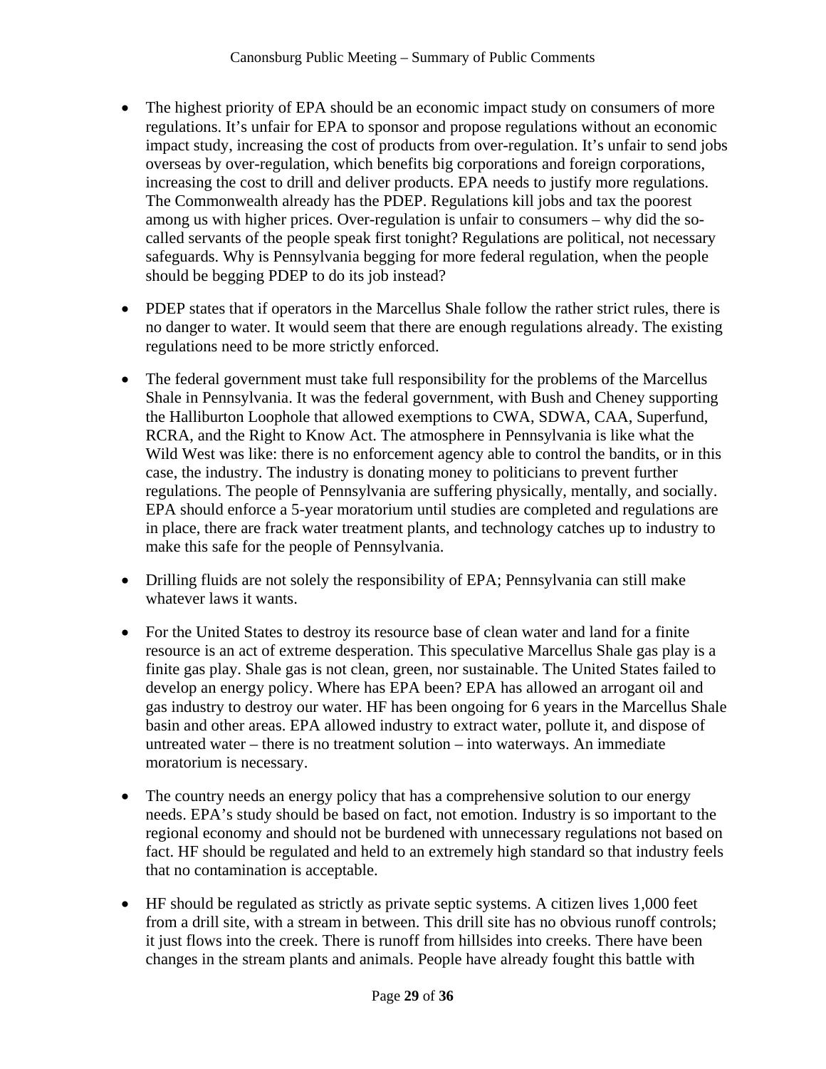- The highest priority of EPA should be an economic impact study on consumers of more regulations. It's unfair for EPA to sponsor and propose regulations without an economic impact study, increasing the cost of products from over-regulation. It's unfair to send jobs overseas by over-regulation, which benefits big corporations and foreign corporations, increasing the cost to drill and deliver products. EPA needs to justify more regulations. The Commonwealth already has the PDEP. Regulations kill jobs and tax the poorest among us with higher prices. Over-regulation is unfair to consumers – why did the so-called servants of the people speak first tonight? Regulations are political, not necessary safeguards. Why is Pennsylvania begging for more federal regulation, when the people should be begging PDEP to do its job instead?

- PDEP states that if operators in the Marcellus Shale follow the rather strict rules, there is no danger to water. It would seem that there are enough regulations already. The existing regulations need to be more strictly enforced.

- The federal government must take full responsibility for the problems of the Marcellus Shale in Pennsylvania. It was the federal government, with Bush and Cheney supporting the Halliburton Loophole that allowed exemptions to CWA, SDWA, CAA, Superfund, RCRA, and the Right to Know Act. The atmosphere in Pennsylvania is like what the Wild West was like: there is no enforcement agency able to control the bandits, or in this case, the industry. The industry is donating money to politicians to prevent further regulations. The people of Pennsylvania are suffering physically, mentally, and socially. EPA should enforce a 5-year moratorium until studies are completed and regulations are in place, there are frack water treatment plants, and technology catches up to industry to make this safe for the people of Pennsylvania.

- Drilling fluids are not solely the responsibility of EPA; Pennsylvania can still make whatever laws it wants.

- For the United States to destroy its resource base of clean water and land for a finite resource is an act of extreme desperation. This speculative Marcellus Shale gas play is a finite gas play. Shale gas is not clean, green, nor sustainable. The United States failed to develop an energy policy. Where has EPA been? EPA has allowed an arrogant oil and gas industry to destroy our water. HF has been ongoing for 6 years in the Marcellus Shale basin and other areas. EPA allowed industry to extract water, pollute it, and dispose of untreated water – there is no treatment solution – into waterways. An immediate moratorium is necessary.

- The country needs an energy policy that has a comprehensive solution to our energy needs. EPA's study should be based on fact, not emotion. Industry is so important to the regional economy and should not be burdened with unnecessary regulations not based on fact. HF should be regulated and held to an extremely high standard so that industry feels that no contamination is acceptable.

- HF should be regulated as strictly as private septic systems. A citizen lives 1,000 feet from a drill site, with a stream in between. This drill site has no obvious runoff controls; it just flows into the creek. There is runoff from hillsides into creeks. There have been changes in the stream plants and animals. People have already fought this battle with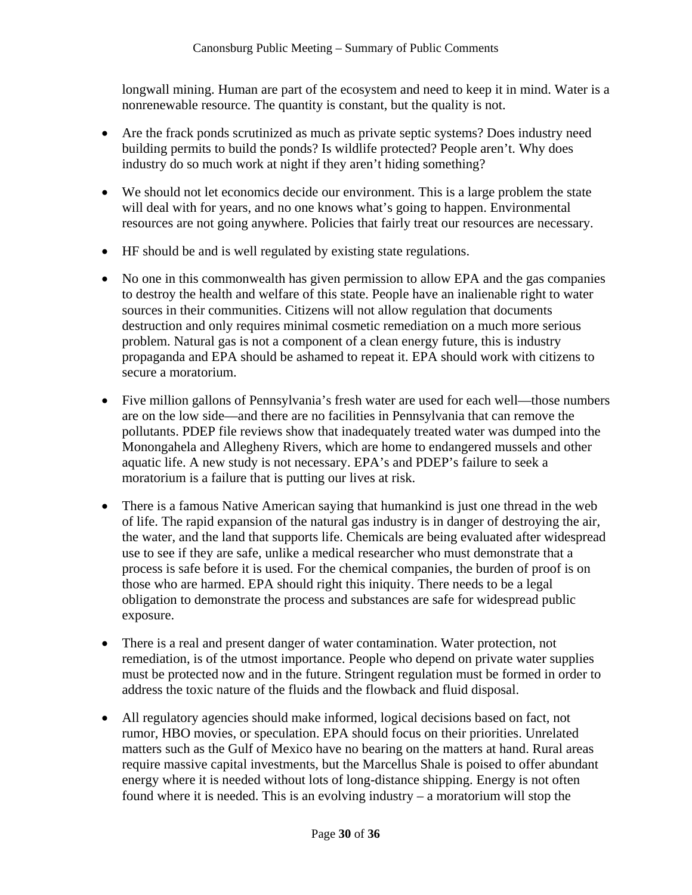longwall mining. Human are part of the ecosystem and need to keep it in mind. Water is a nonrenewable resource. The quantity is constant, but the quality is not.

- Are the frack ponds scrutinized as much as private septic systems? Does industry need building permits to build the ponds? Is wildlife protected? People aren't. Why does industry do so much work at night if they aren't hiding something?

- We should not let economics decide our environment. This is a large problem the state will deal with for years, and no one knows what's going to happen. Environmental resources are not going anywhere. Policies that fairly treat our resources are necessary.

- HF should be and is well regulated by existing state regulations.

- No one in this commonwealth has given permission to allow EPA and the gas companies to destroy the health and welfare of this state. People have an inalienable right to water sources in their communities. Citizens will not allow regulation that documents destruction and only requires minimal cosmetic remediation on a much more serious problem. Natural gas is not a component of a clean energy future, this is industry propaganda and EPA should be ashamed to repeat it. EPA should work with citizens to secure a moratorium.

- Five million gallons of Pennsylvania's fresh water are used for each well—those numbers are on the low side—and there are no facilities in Pennsylvania that can remove the pollutants. PDEP file reviews show that inadequately treated water was dumped into the Monongahela and Allegheny Rivers, which are home to endangered mussels and other aquatic life. A new study is not necessary. EPA's and PDEP's failure to seek a moratorium is a failure that is putting our lives at risk.

- There is a famous Native American saying that humankind is just one thread in the web of life. The rapid expansion of the natural gas industry is in danger of destroying the air, the water, and the land that supports life. Chemicals are being evaluated after widespread use to see if they are safe, unlike a medical researcher who must demonstrate that a process is safe before it is used. For the chemical companies, the burden of proof is on those who are harmed. EPA should right this iniquity. There needs to be a legal obligation to demonstrate the process and substances are safe for widespread public exposure.

- There is a real and present danger of water contamination. Water protection, not remediation, is of the utmost importance. People who depend on private water supplies must be protected now and in the future. Stringent regulation must be formed in order to address the toxic nature of the fluids and the flowback and fluid disposal.

- All regulatory agencies should make informed, logical decisions based on fact, not rumor, HBO movies, or speculation. EPA should focus on their priorities. Unrelated matters such as the Gulf of Mexico have no bearing on the matters at hand. Rural areas require massive capital investments, but the Marcellus Shale is poised to offer abundant energy where it is needed without lots of long-distance shipping. Energy is not often found where it is needed. This is an evolving industry – a moratorium will stop the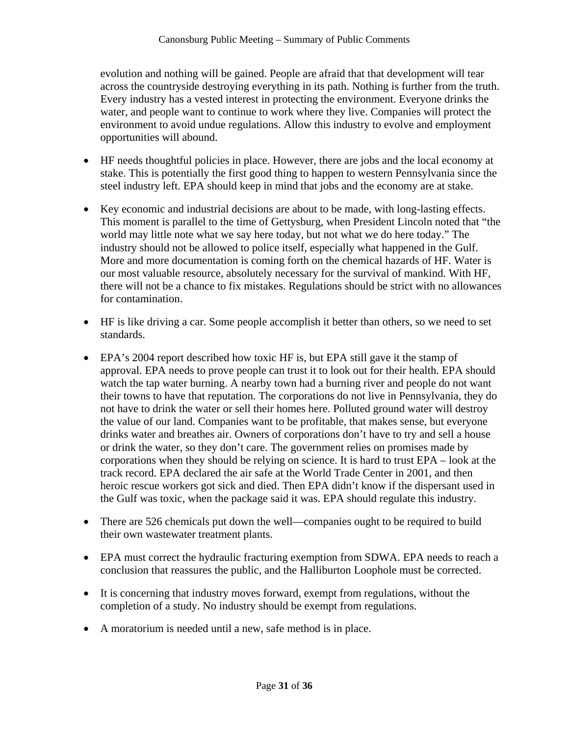evolution and nothing will be gained. People are afraid that that development will tear across the countryside destroying everything in its path. Nothing is further from the truth. Every industry has a vested interest in protecting the environment. Everyone drinks the water, and people want to continue to work where they live. Companies will protect the environment to avoid undue regulations. Allow this industry to evolve and employment opportunities will abound.

- HF needs thoughtful policies in place. However, there are jobs and the local economy at stake. This is potentially the first good thing to happen to western Pennsylvania since the steel industry left. EPA should keep in mind that jobs and the economy are at stake.

- Key economic and industrial decisions are about to be made, with long-lasting effects. This moment is parallel to the time of Gettysburg, when President Lincoln noted that "the world may little note what we say here today, but not what we do here today." The industry should not be allowed to police itself, especially what happened in the Gulf. More and more documentation is coming forth on the chemical hazards of HF. Water is our most valuable resource, absolutely necessary for the survival of mankind. With HF, there will not be a chance to fix mistakes. Regulations should be strict with no allowances for contamination.

- HF is like driving a car. Some people accomplish it better than others, so we need to set standards.

- EPA's 2004 report described how toxic HF is, but EPA still gave it the stamp of approval. EPA needs to prove people can trust it to look out for their health. EPA should watch the tap water burning. A nearby town had a burning river and people do not want their towns to have that reputation. The corporations do not live in Pennsylvania, they do not have to drink the water or sell their homes here. Polluted ground water will destroy the value of our land. Companies want to be profitable, that makes sense, but everyone drinks water and breathes air. Owners of corporations don't have to try and sell a house or drink the water, so they don't care. The government relies on promises made by corporations when they should be relying on science. It is hard to trust EPA – look at the track record. EPA declared the air safe at the World Trade Center in 2001, and then heroic rescue workers got sick and died. Then EPA didn't know if the dispersant used in the Gulf was toxic, when the package said it was. EPA should regulate this industry.

- There are 526 chemicals put down the well—companies ought to be required to build their own wastewater treatment plants.

- EPA must correct the hydraulic fracturing exemption from SDWA. EPA needs to reach a conclusion that reassures the public, and the Halliburton Loophole must be corrected.

- It is concerning that industry moves forward, exempt from regulations, without the completion of a study. No industry should be exempt from regulations.

- A moratorium is needed until a new, safe method is in place.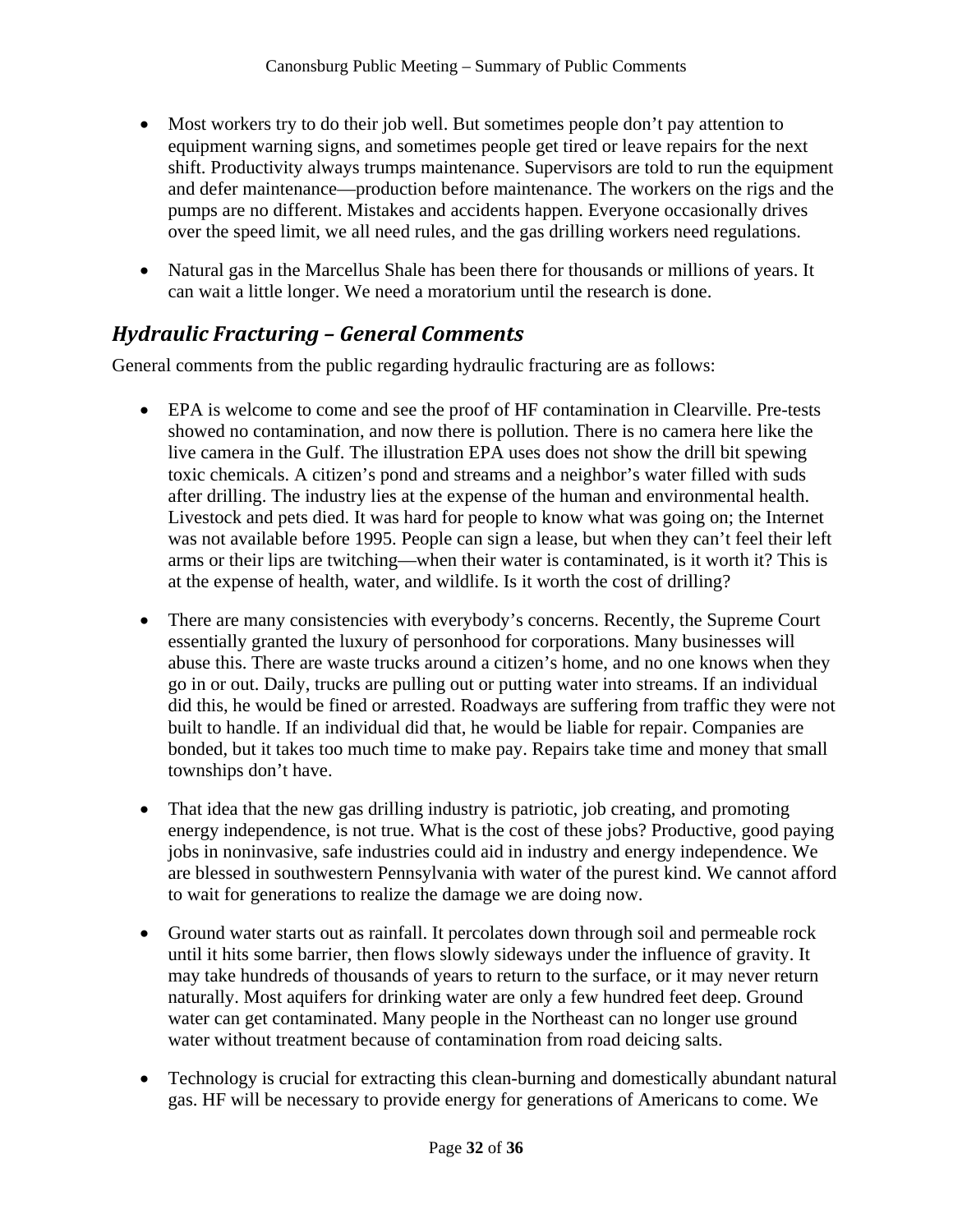- Most workers try to do their job well. But sometimes people don't pay attention to equipment warning signs, and sometimes people get tired or leave repairs for the next shift. Productivity always trumps maintenance. Supervisors are told to run the equipment and defer maintenance—production before maintenance. The workers on the rigs and the pumps are no different. Mistakes and accidents happen. Everyone occasionally drives over the speed limit, we all need rules, and the gas drilling workers need regulations.

- Natural gas in the Marcellus Shale has been there for thousands or millions of years. It can wait a little longer. We need a moratorium until the research is done.

## *Hydraulic Fracturing – General Comments*

General comments from the public regarding hydraulic fracturing are as follows:

- EPA is welcome to come and see the proof of HF contamination in Clearville. Pre-tests showed no contamination, and now there is pollution. There is no camera here like the live camera in the Gulf. The illustration EPA uses does not show the drill bit spewing toxic chemicals. A citizen's pond and streams and a neighbor's water filled with suds after drilling. The industry lies at the expense of the human and environmental health. Livestock and pets died. It was hard for people to know what was going on; the Internet was not available before 1995. People can sign a lease, but when they can't feel their left arms or their lips are twitching—when their water is contaminated, is it worth it? This is at the expense of health, water, and wildlife. Is it worth the cost of drilling?

- There are many consistencies with everybody's concerns. Recently, the Supreme Court essentially granted the luxury of personhood for corporations. Many businesses will abuse this. There are waste trucks around a citizen's home, and no one knows when they go in or out. Daily, trucks are pulling out or putting water into streams. If an individual did this, he would be fined or arrested. Roadways are suffering from traffic they were not built to handle. If an individual did that, he would be liable for repair. Companies are bonded, but it takes too much time to make pay. Repairs take time and money that small townships don't have.

- That idea that the new gas drilling industry is patriotic, job creating, and promoting energy independence, is not true. What is the cost of these jobs? Productive, good paying jobs in noninvasive, safe industries could aid in industry and energy independence. We are blessed in southwestern Pennsylvania with water of the purest kind. We cannot afford to wait for generations to realize the damage we are doing now.

- Ground water starts out as rainfall. It percolates down through soil and permeable rock until it hits some barrier, then flows slowly sideways under the influence of gravity. It may take hundreds of thousands of years to return to the surface, or it may never return naturally. Most aquifers for drinking water are only a few hundred feet deep. Ground water can get contaminated. Many people in the Northeast can no longer use ground water without treatment because of contamination from road deicing salts.

- Technology is crucial for extracting this clean-burning and domestically abundant natural gas. HF will be necessary to provide energy for generations of Americans to come. We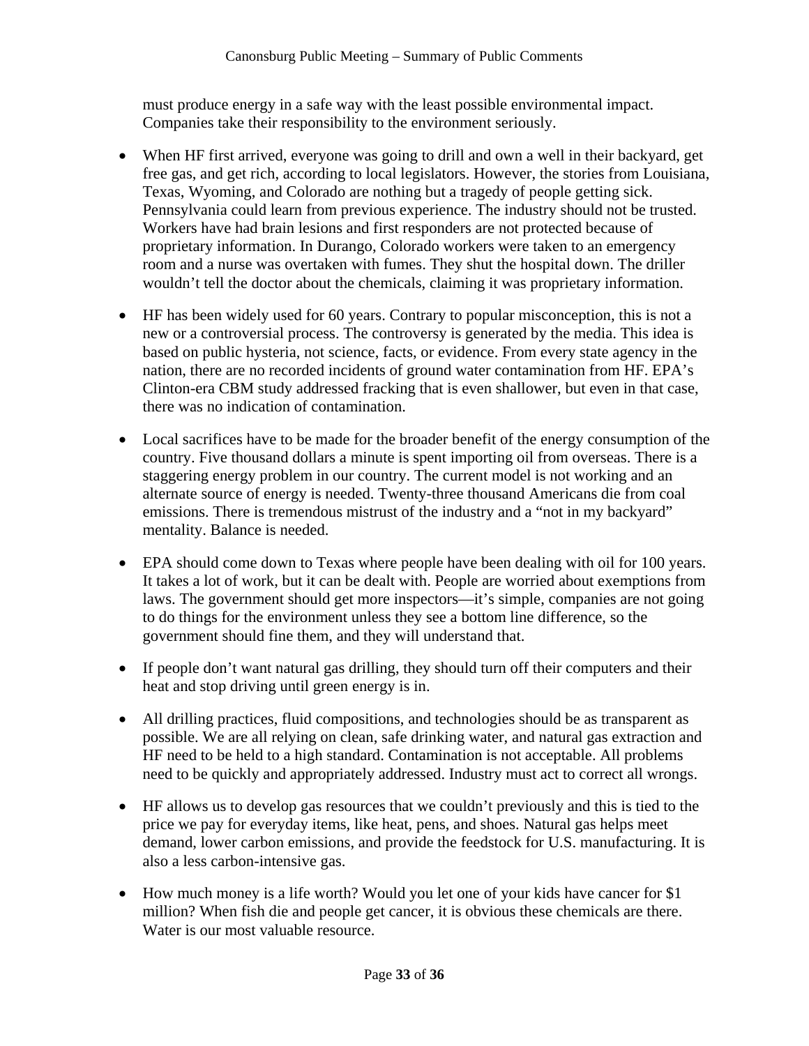must produce energy in a safe way with the least possible environmental impact. Companies take their responsibility to the environment seriously.

- When HF first arrived, everyone was going to drill and own a well in their backyard, get free gas, and get rich, according to local legislators. However, the stories from Louisiana, Texas, Wyoming, and Colorado are nothing but a tragedy of people getting sick. Pennsylvania could learn from previous experience. The industry should not be trusted. Workers have had brain lesions and first responders are not protected because of proprietary information. In Durango, Colorado workers were taken to an emergency room and a nurse was overtaken with fumes. They shut the hospital down. The driller wouldn't tell the doctor about the chemicals, claiming it was proprietary information.

- HF has been widely used for 60 years. Contrary to popular misconception, this is not a new or a controversial process. The controversy is generated by the media. This idea is based on public hysteria, not science, facts, or evidence. From every state agency in the nation, there are no recorded incidents of ground water contamination from HF. EPA's Clinton-era CBM study addressed fracking that is even shallower, but even in that case, there was no indication of contamination.

- Local sacrifices have to be made for the broader benefit of the energy consumption of the country. Five thousand dollars a minute is spent importing oil from overseas. There is a staggering energy problem in our country. The current model is not working and an alternate source of energy is needed. Twenty-three thousand Americans die from coal emissions. There is tremendous mistrust of the industry and a "not in my backyard" mentality. Balance is needed.

- EPA should come down to Texas where people have been dealing with oil for 100 years. It takes a lot of work, but it can be dealt with. People are worried about exemptions from laws. The government should get more inspectors—it's simple, companies are not going to do things for the environment unless they see a bottom line difference, so the government should fine them, and they will understand that.

- If people don't want natural gas drilling, they should turn off their computers and their heat and stop driving until green energy is in.

- All drilling practices, fluid compositions, and technologies should be as transparent as possible. We are all relying on clean, safe drinking water, and natural gas extraction and HF need to be held to a high standard. Contamination is not acceptable. All problems need to be quickly and appropriately addressed. Industry must act to correct all wrongs.

- HF allows us to develop gas resources that we couldn't previously and this is tied to the price we pay for everyday items, like heat, pens, and shoes. Natural gas helps meet demand, lower carbon emissions, and provide the feedstock for U.S. manufacturing. It is also a less carbon-intensive gas.

- How much money is a life worth? Would you let one of your kids have cancer for $1 million? When fish die and people get cancer, it is obvious these chemicals are there. Water is our most valuable resource.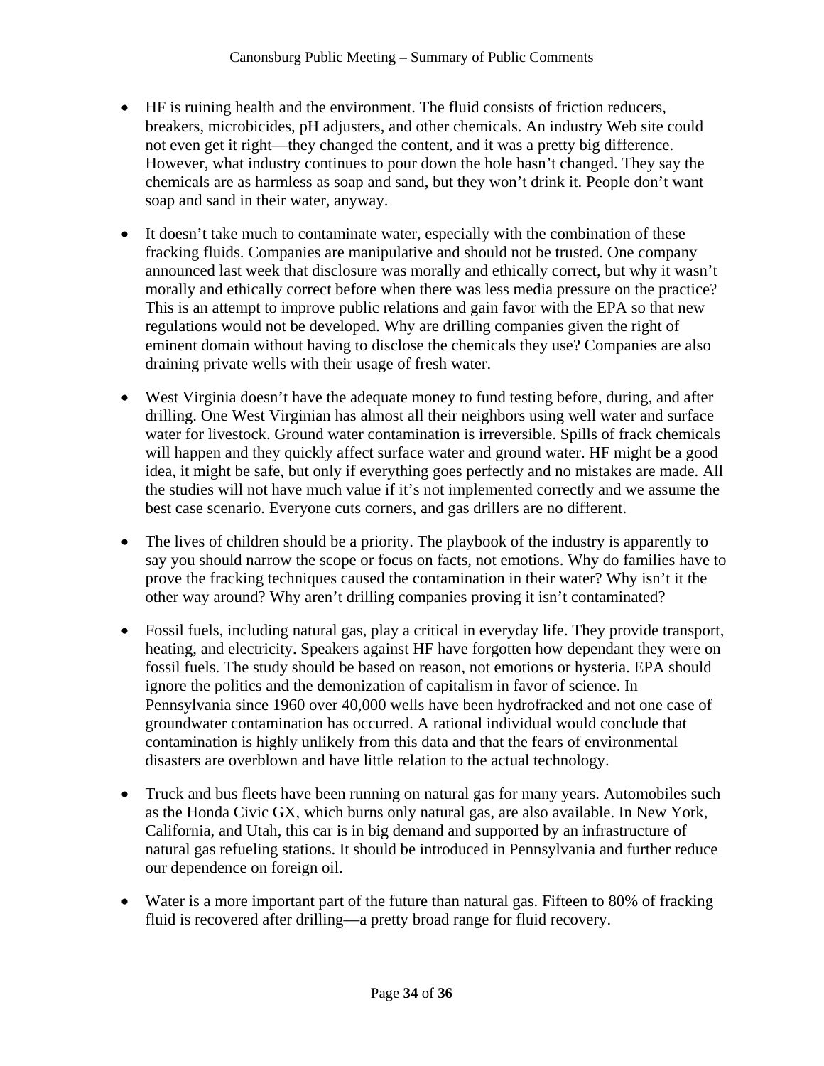- HF is ruining health and the environment. The fluid consists of friction reducers, breakers, microbicides, pH adjusters, and other chemicals. An industry Web site could not even get it right—they changed the content, and it was a pretty big difference. However, what industry continues to pour down the hole hasn't changed. They say the chemicals are as harmless as soap and sand, but they won't drink it. People don't want soap and sand in their water, anyway.

- It doesn't take much to contaminate water, especially with the combination of these fracking fluids. Companies are manipulative and should not be trusted. One company announced last week that disclosure was morally and ethically correct, but why it wasn't morally and ethically correct before when there was less media pressure on the practice? This is an attempt to improve public relations and gain favor with the EPA so that new regulations would not be developed. Why are drilling companies given the right of eminent domain without having to disclose the chemicals they use? Companies are also draining private wells with their usage of fresh water.

- West Virginia doesn't have the adequate money to fund testing before, during, and after drilling. One West Virginian has almost all their neighbors using well water and surface water for livestock. Ground water contamination is irreversible. Spills of frack chemicals will happen and they quickly affect surface water and ground water. HF might be a good idea, it might be safe, but only if everything goes perfectly and no mistakes are made. All the studies will not have much value if it's not implemented correctly and we assume the best case scenario. Everyone cuts corners, and gas drillers are no different.

- The lives of children should be a priority. The playbook of the industry is apparently to say you should narrow the scope or focus on facts, not emotions. Why do families have to prove the fracking techniques caused the contamination in their water? Why isn't it the other way around? Why aren't drilling companies proving it isn't contaminated?

- Fossil fuels, including natural gas, play a critical in everyday life. They provide transport, heating, and electricity. Speakers against HF have forgotten how dependant they were on fossil fuels. The study should be based on reason, not emotions or hysteria. EPA should ignore the politics and the demonization of capitalism in favor of science. In Pennsylvania since 1960 over 40,000 wells have been hydrofracked and not one case of groundwater contamination has occurred. A rational individual would conclude that contamination is highly unlikely from this data and that the fears of environmental disasters are overblown and have little relation to the actual technology.

- Truck and bus fleets have been running on natural gas for many years. Automobiles such as the Honda Civic GX, which burns only natural gas, are also available. In New York, California, and Utah, this car is in big demand and supported by an infrastructure of natural gas refueling stations. It should be introduced in Pennsylvania and further reduce our dependence on foreign oil.

- Water is a more important part of the future than natural gas. Fifteen to 80% of fracking fluid is recovered after drilling—a pretty broad range for fluid recovery.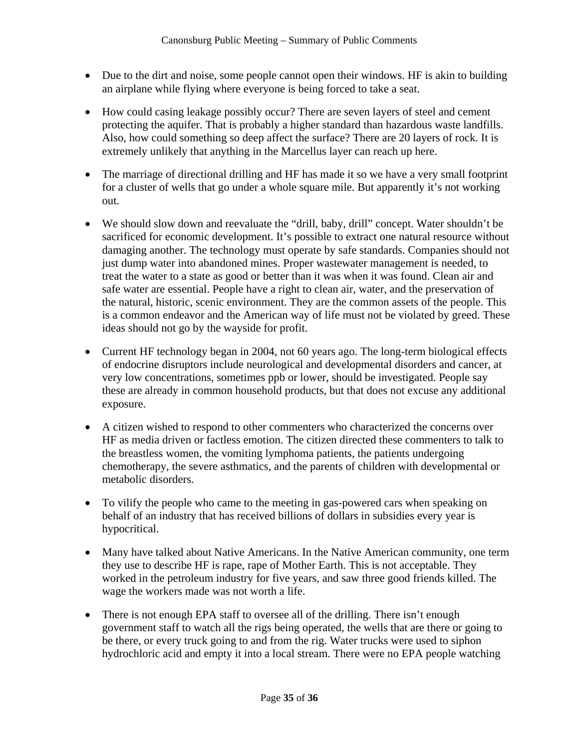- Due to the dirt and noise, some people cannot open their windows. HF is akin to building an airplane while flying where everyone is being forced to take a seat.

- How could casing leakage possibly occur? There are seven layers of steel and cement protecting the aquifer. That is probably a higher standard than hazardous waste landfills. Also, how could something so deep affect the surface? There are 20 layers of rock. It is extremely unlikely that anything in the Marcellus layer can reach up here.

- The marriage of directional drilling and HF has made it so we have a very small footprint for a cluster of wells that go under a whole square mile. But apparently it's not working out.

- We should slow down and reevaluate the "drill, baby, drill" concept. Water shouldn't be sacrificed for economic development. It's possible to extract one natural resource without damaging another. The technology must operate by safe standards. Companies should not just dump water into abandoned mines. Proper wastewater management is needed, to treat the water to a state as good or better than it was when it was found. Clean air and safe water are essential. People have a right to clean air, water, and the preservation of the natural, historic, scenic environment. They are the common assets of the people. This is a common endeavor and the American way of life must not be violated by greed. These ideas should not go by the wayside for profit.

- Current HF technology began in 2004, not 60 years ago. The long-term biological effects of endocrine disruptors include neurological and developmental disorders and cancer, at very low concentrations, sometimes ppb or lower, should be investigated. People say these are already in common household products, but that does not excuse any additional exposure.

- A citizen wished to respond to other commenters who characterized the concerns over HF as media driven or factless emotion. The citizen directed these commenters to talk to the breastless women, the vomiting lymphoma patients, the patients undergoing chemotherapy, the severe asthmatics, and the parents of children with developmental or metabolic disorders.

- To vilify the people who came to the meeting in gas-powered cars when speaking on behalf of an industry that has received billions of dollars in subsidies every year is hypocritical.

- Many have talked about Native Americans. In the Native American community, one term they use to describe HF is rape, rape of Mother Earth. This is not acceptable. They worked in the petroleum industry for five years, and saw three good friends killed. The wage the workers made was not worth a life.

- There is not enough EPA staff to oversee all of the drilling. There isn't enough government staff to watch all the rigs being operated, the wells that are there or going to be there, or every truck going to and from the rig. Water trucks were used to siphon hydrochloric acid and empty it into a local stream. There were no EPA people watching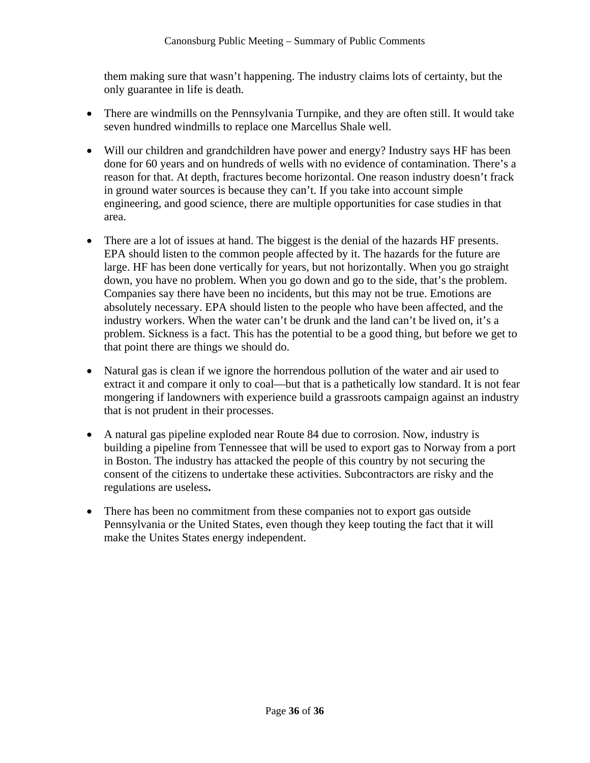them making sure that wasn't happening. The industry claims lots of certainty, but the only guarantee in life is death.

- There are windmills on the Pennsylvania Turnpike, and they are often still. It would take seven hundred windmills to replace one Marcellus Shale well.

- Will our children and grandchildren have power and energy? Industry says HF has been done for 60 years and on hundreds of wells with no evidence of contamination. There's a reason for that. At depth, fractures become horizontal. One reason industry doesn't frack in ground water sources is because they can't. If you take into account simple engineering, and good science, there are multiple opportunities for case studies in that area.

- There are a lot of issues at hand. The biggest is the denial of the hazards HF presents. EPA should listen to the common people affected by it. The hazards for the future are large. HF has been done vertically for years, but not horizontally. When you go straight down, you have no problem. When you go down and go to the side, that's the problem. Companies say there have been no incidents, but this may not be true. Emotions are absolutely necessary. EPA should listen to the people who have been affected, and the industry workers. When the water can't be drunk and the land can't be lived on, it's a problem. Sickness is a fact. This has the potential to be a good thing, but before we get to that point there are things we should do.

- Natural gas is clean if we ignore the horrendous pollution of the water and air used to extract it and compare it only to coal—but that is a pathetically low standard. It is not fear mongering if landowners with experience build a grassroots campaign against an industry that is not prudent in their processes.

- A natural gas pipeline exploded near Route 84 due to corrosion. Now, industry is building a pipeline from Tennessee that will be used to export gas to Norway from a port in Boston. The industry has attacked the people of this country by not securing the consent of the citizens to undertake these activities. Subcontractors are risky and the regulations are useless.

- There has been no commitment from these companies not to export gas outside Pennsylvania or the United States, even though they keep touting the fact that it will make the Unites States energy independent.